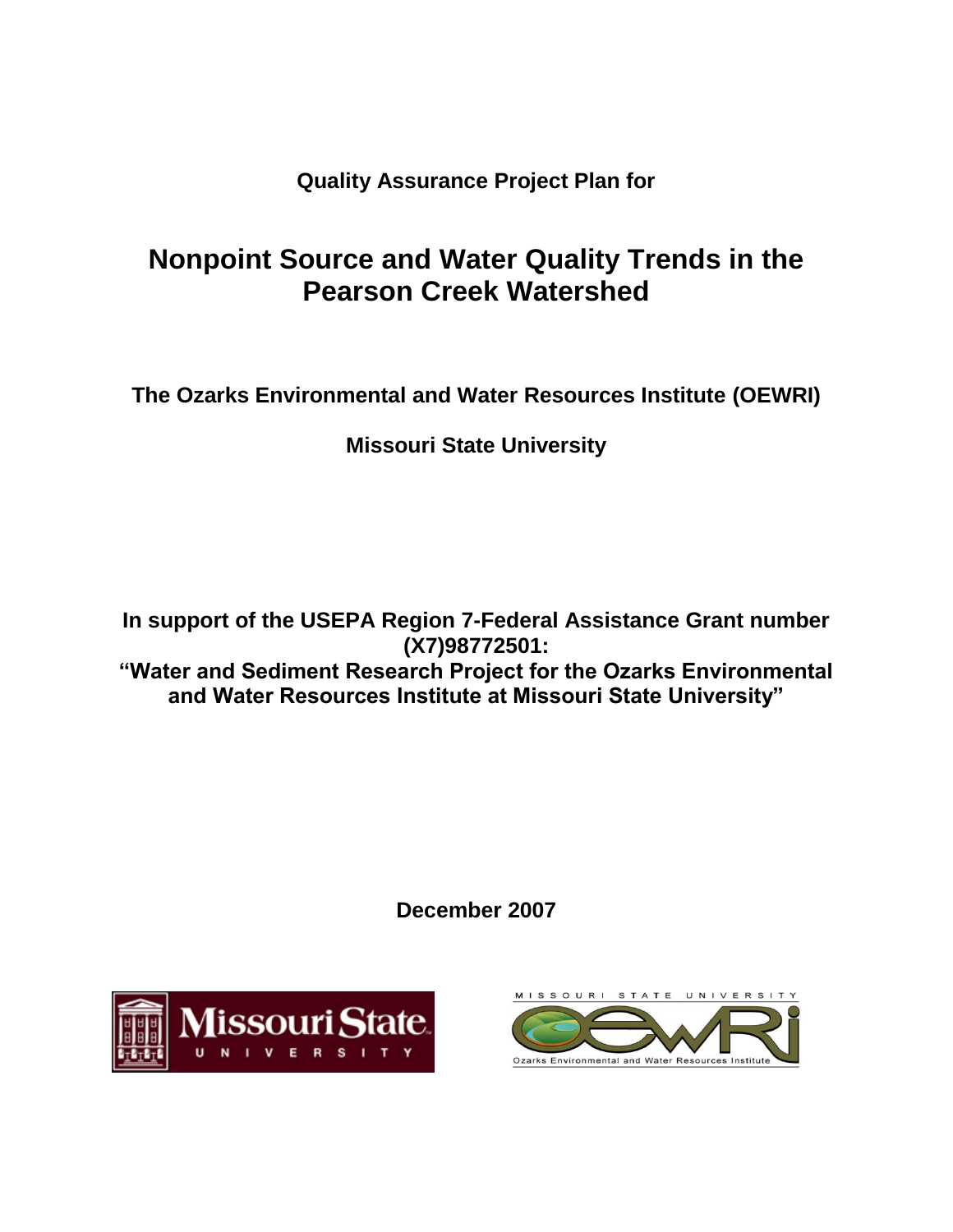**Quality Assurance Project Plan for**

# Nonpoint Source and Water Quality Trends in the Pearson Creek Watershed

**The Ozarks Environmental and Water Resources Institute (OEWRI)**

**Missouri State University**

**In support of the USEPA Region 7-Federal Assistance Grant number (X7)98772501:**
**"Water and Sediment Research Project for the Ozarks Environmental and Water Resources Institute at Missouri State University"**

**December 2007**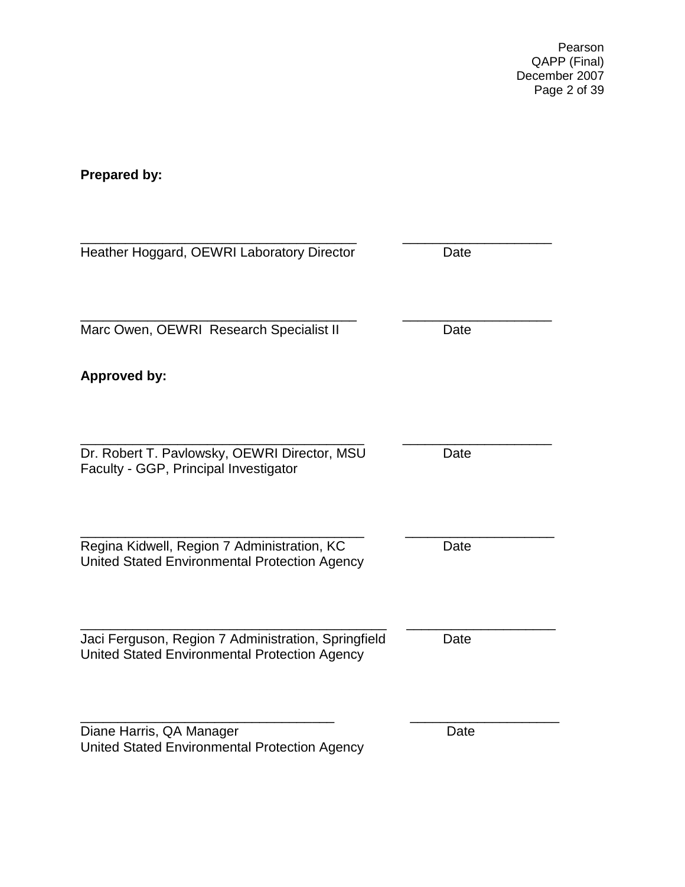**Prepared by:**

\_\_\_\_\_\_\_\_\_\_\_\_\_\_\_\_\_\_\_\_\_\_\_\_\_\_\_\_\_\_\_\_\_\_\_\_\_\_ \_\_\_\_\_\_\_\_\_\_\_\_\_\_\_\_\_\_\_\_
Heather Hoggard, OEWRI Laboratory Director Date

\_\_\_\_\_\_\_\_\_\_\_\_\_\_\_\_\_\_\_\_\_\_\_\_\_\_\_\_\_\_\_\_\_\_\_\_\_\_ \_\_\_\_\_\_\_\_\_\_\_\_\_\_\_\_\_\_\_\_
Marc Owen, OEWRI Research Specialist II Date

**Approved by:**

\_\_\_\_\_\_\_\_\_\_\_\_\_\_\_\_\_\_\_\_\_\_\_\_\_\_\_\_\_\_\_\_\_\_\_\_\_\_ \_\_\_\_\_\_\_\_\_\_\_\_\_\_\_\_\_\_\_\_
Dr. Robert T. Pavlowsky, OEWRI Director, MSU Faculty - GGP, Principal Investigator Date

\_\_\_\_\_\_\_\_\_\_\_\_\_\_\_\_\_\_\_\_\_\_\_\_\_\_\_\_\_\_\_\_\_\_\_\_\_\_ \_\_\_\_\_\_\_\_\_\_\_\_\_\_\_\_\_\_\_\_
Regina Kidwell, Region 7 Administration, KC Date
United Stated Environmental Protection Agency

\_\_\_\_\_\_\_\_\_\_\_\_\_\_\_\_\_\_\_\_\_\_\_\_\_\_\_\_\_\_\_\_\_\_\_\_\_\_\_\_\_\_ \_\_\_\_\_\_\_\_\_\_\_\_\_\_\_\_\_\_\_\_
Jaci Ferguson, Region 7 Administration, Springfield Date
United Stated Environmental Protection Agency

\_\_\_\_\_\_\_\_\_\_\_\_\_\_\_\_\_\_\_\_\_\_\_\_\_\_\_\_\_\_\_\_\_\_\_ \_\_\_\_\_\_\_\_\_\_\_\_\_\_\_\_\_\_\_\_
Diane Harris, QA Manager Date
United Stated Environmental Protection Agency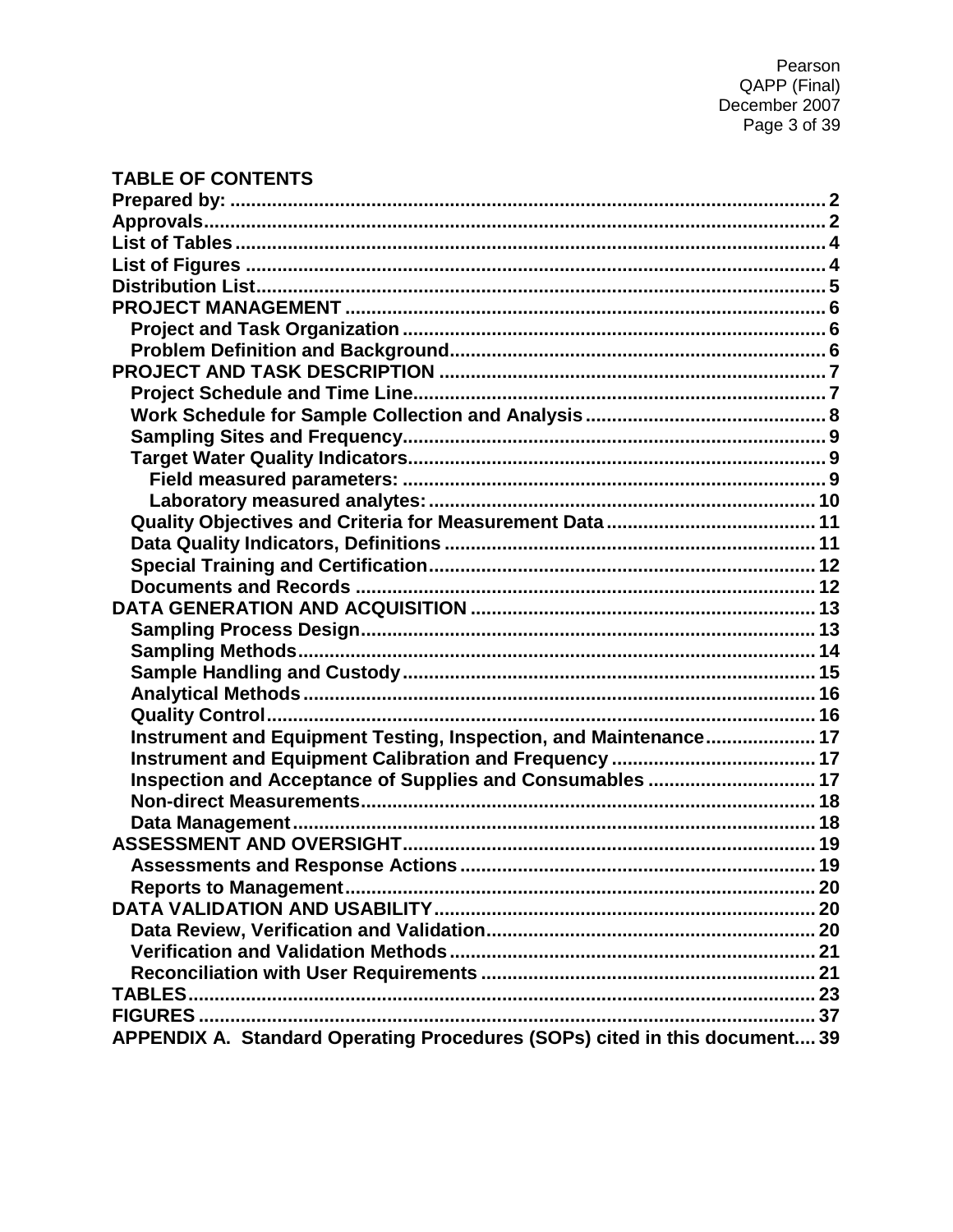# TABLE OF CONTENTS

**Prepared by:** ........ 2
**Approvals** ........ 2
**List of Tables** ........ 4
**List of Figures** ........ 4
**Distribution List** ........ 5
**PROJECT MANAGEMENT** ........ 6
- **Project and Task Organization** ........ 6
- **Problem Definition and Background** ........ 6

**PROJECT AND TASK DESCRIPTION** ........ 7
- **Project Schedule and Time Line** ........ 7
- **Work Schedule for Sample Collection and Analysis** ........ 8
- **Sampling Sites and Frequency** ........ 9
- **Target Water Quality Indicators** ........ 9
  - **Field measured parameters:** ........ 9
  - **Laboratory measured analytes:** ........ 10
- **Quality Objectives and Criteria for Measurement Data** ........ 11
- **Data Quality Indicators, Definitions** ........ 11
- **Special Training and Certification** ........ 12
- **Documents and Records** ........ 12

**DATA GENERATION AND ACQUISITION** ........ 13
- **Sampling Process Design** ........ 13
- **Sampling Methods** ........ 14
- **Sample Handling and Custody** ........ 15
- **Analytical Methods** ........ 16
- **Quality Control** ........ 16
- **Instrument and Equipment Testing, Inspection, and Maintenance** ........ 17
- **Instrument and Equipment Calibration and Frequency** ........ 17
- **Inspection and Acceptance of Supplies and Consumables** ........ 17
- **Non-direct Measurements** ........ 18
- **Data Management** ........ 18

**ASSESSMENT AND OVERSIGHT** ........ 19
- **Assessments and Response Actions** ........ 19
- **Reports to Management** ........ 20

**DATA VALIDATION AND USABILITY** ........ 20
- **Data Review, Verification and Validation** ........ 20
- **Verification and Validation Methods** ........ 21
- **Reconciliation with User Requirements** ........ 21

**TABLES** ........ 23
**FIGURES** ........ 37
**APPENDIX A. Standard Operating Procedures (SOPs) cited in this document** ........ 39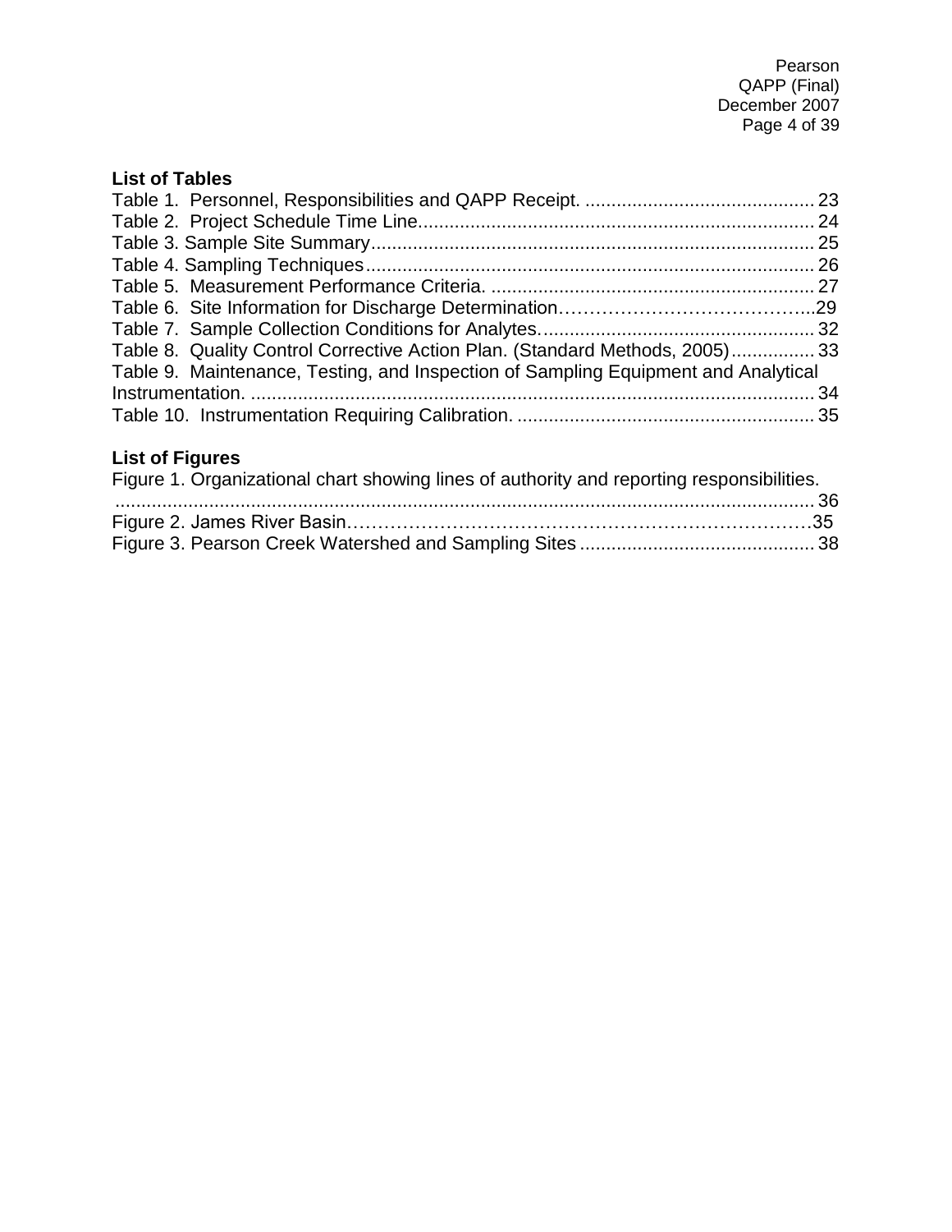## List of Tables

Table 1. Personnel, Responsibilities and QAPP Receipt. ............................................ 23
Table 2. Project Schedule Time Line............................................................................ 24
Table 3. Sample Site Summary..................................................................................... 25
Table 4. Sampling Techniques...................................................................................... 26
Table 5. Measurement Performance Criteria. .............................................................. 27
Table 6. Site Information for Discharge Determination……………………………………...29
Table 7. Sample Collection Conditions for Analytes..................................................... 32
Table 8. Quality Control Corrective Action Plan. (Standard Methods, 2005)................ 33
Table 9. Maintenance, Testing, and Inspection of Sampling Equipment and Analytical Instrumentation. ............................................................................................................. 34
Table 10. Instrumentation Requiring Calibration. ......................................................... 35

## List of Figures

Figure 1. Organizational chart showing lines of authority and reporting responsibilities. ........................................................................................................................................ 36
Figure 2. James River Basin………………………………………………………………….35
Figure 3. Pearson Creek Watershed and Sampling Sites ............................................. 38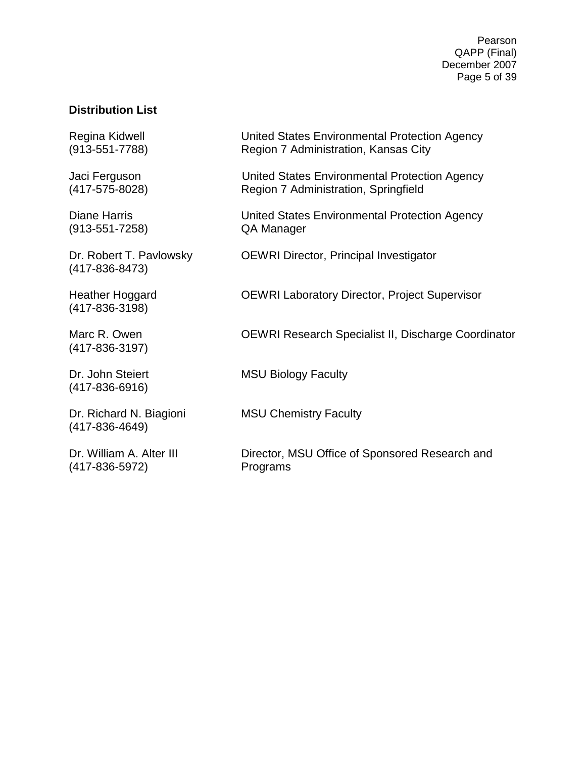**Distribution List**

| | |
|---|---|
| Regina Kidwell (913-551-7788) | United States Environmental Protection Agency Region 7 Administration, Kansas City |
| Jaci Ferguson (417-575-8028) | United States Environmental Protection Agency Region 7 Administration, Springfield |
| Diane Harris (913-551-7258) | United States Environmental Protection Agency QA Manager |
| Dr. Robert T. Pavlowsky (417-836-8473) | OEWRI Director, Principal Investigator |
| Heather Hoggard (417-836-3198) | OEWRI Laboratory Director, Project Supervisor |
| Marc R. Owen (417-836-3197) | OEWRI Research Specialist II, Discharge Coordinator |
| Dr. John Steiert (417-836-6916) | MSU Biology Faculty |
| Dr. Richard N. Biagioni (417-836-4649) | MSU Chemistry Faculty |
| Dr. William A. Alter III (417-836-5972) | Director, MSU Office of Sponsored Research and Programs |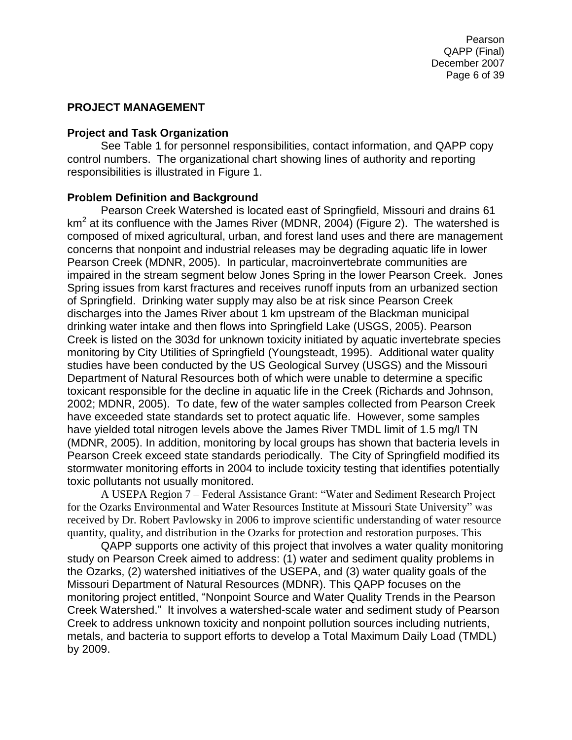## PROJECT MANAGEMENT

### Project and Task Organization

See Table 1 for personnel responsibilities, contact information, and QAPP copy control numbers. The organizational chart showing lines of authority and reporting responsibilities is illustrated in Figure 1.

### Problem Definition and Background

Pearson Creek Watershed is located east of Springfield, Missouri and drains 61 $km^2$ at its confluence with the James River (MDNR, 2004) (Figure 2). The watershed is composed of mixed agricultural, urban, and forest land uses and there are management concerns that nonpoint and industrial releases may be degrading aquatic life in lower Pearson Creek (MDNR, 2005). In particular, macroinvertebrate communities are impaired in the stream segment below Jones Spring in the lower Pearson Creek. Jones Spring issues from karst fractures and receives runoff inputs from an urbanized section of Springfield. Drinking water supply may also be at risk since Pearson Creek discharges into the James River about 1 km upstream of the Blackman municipal drinking water intake and then flows into Springfield Lake (USGS, 2005). Pearson Creek is listed on the 303d for unknown toxicity initiated by aquatic invertebrate species monitoring by City Utilities of Springfield (Youngsteadt, 1995). Additional water quality studies have been conducted by the US Geological Survey (USGS) and the Missouri Department of Natural Resources both of which were unable to determine a specific toxicant responsible for the decline in aquatic life in the Creek (Richards and Johnson, 2002; MDNR, 2005). To date, few of the water samples collected from Pearson Creek have exceeded state standards set to protect aquatic life. However, some samples have yielded total nitrogen levels above the James River TMDL limit of 1.5 mg/l TN (MDNR, 2005). In addition, monitoring by local groups has shown that bacteria levels in Pearson Creek exceed state standards periodically. The City of Springfield modified its stormwater monitoring efforts in 2004 to include toxicity testing that identifies potentially toxic pollutants not usually monitored.

A USEPA Region 7 – Federal Assistance Grant: "Water and Sediment Research Project for the Ozarks Environmental and Water Resources Institute at Missouri State University" was received by Dr. Robert Pavlowsky in 2006 to improve scientific understanding of water resource quantity, quality, and distribution in the Ozarks for protection and restoration purposes. This

QAPP supports one activity of this project that involves a water quality monitoring study on Pearson Creek aimed to address: (1) water and sediment quality problems in the Ozarks, (2) watershed initiatives of the USEPA, and (3) water quality goals of the Missouri Department of Natural Resources (MDNR). This QAPP focuses on the monitoring project entitled, "Nonpoint Source and Water Quality Trends in the Pearson Creek Watershed." It involves a watershed-scale water and sediment study of Pearson Creek to address unknown toxicity and nonpoint pollution sources including nutrients, metals, and bacteria to support efforts to develop a Total Maximum Daily Load (TMDL) by 2009.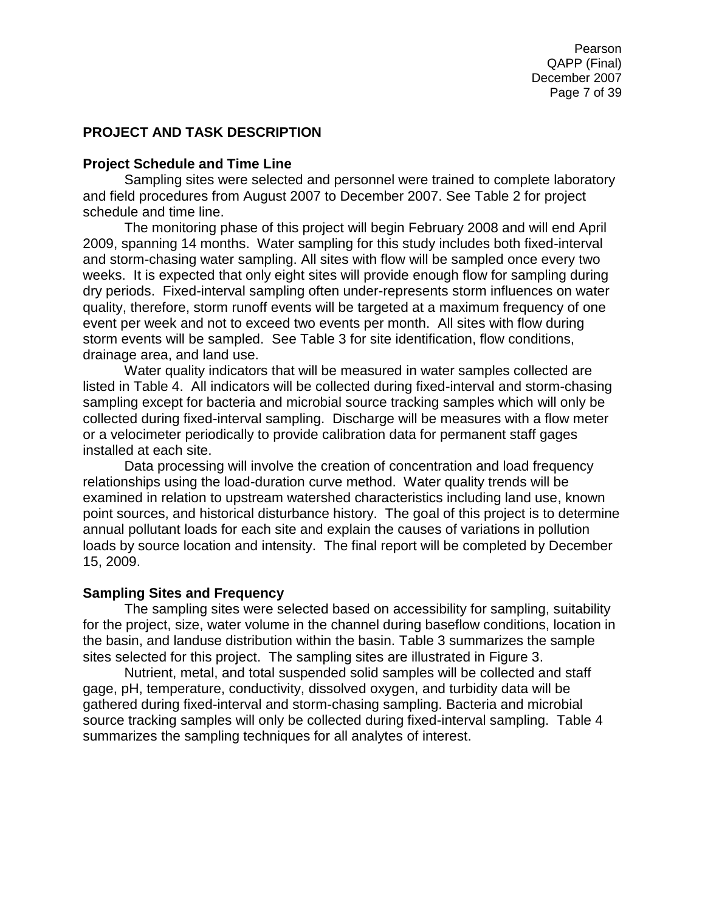## PROJECT AND TASK DESCRIPTION

### Project Schedule and Time Line

Sampling sites were selected and personnel were trained to complete laboratory and field procedures from August 2007 to December 2007. See Table 2 for project schedule and time line.

The monitoring phase of this project will begin February 2008 and will end April 2009, spanning 14 months. Water sampling for this study includes both fixed-interval and storm-chasing water sampling. All sites with flow will be sampled once every two weeks. It is expected that only eight sites will provide enough flow for sampling during dry periods. Fixed-interval sampling often under-represents storm influences on water quality, therefore, storm runoff events will be targeted at a maximum frequency of one event per week and not to exceed two events per month. All sites with flow during storm events will be sampled. See Table 3 for site identification, flow conditions, drainage area, and land use.

Water quality indicators that will be measured in water samples collected are listed in Table 4. All indicators will be collected during fixed-interval and storm-chasing sampling except for bacteria and microbial source tracking samples which will only be collected during fixed-interval sampling. Discharge will be measures with a flow meter or a velocimeter periodically to provide calibration data for permanent staff gages installed at each site.

Data processing will involve the creation of concentration and load frequency relationships using the load-duration curve method. Water quality trends will be examined in relation to upstream watershed characteristics including land use, known point sources, and historical disturbance history. The goal of this project is to determine annual pollutant loads for each site and explain the causes of variations in pollution loads by source location and intensity. The final report will be completed by December 15, 2009.

### Sampling Sites and Frequency

The sampling sites were selected based on accessibility for sampling, suitability for the project, size, water volume in the channel during baseflow conditions, location in the basin, and landuse distribution within the basin. Table 3 summarizes the sample sites selected for this project. The sampling sites are illustrated in Figure 3.

Nutrient, metal, and total suspended solid samples will be collected and staff gage, pH, temperature, conductivity, dissolved oxygen, and turbidity data will be gathered during fixed-interval and storm-chasing sampling. Bacteria and microbial source tracking samples will only be collected during fixed-interval sampling. Table 4 summarizes the sampling techniques for all analytes of interest.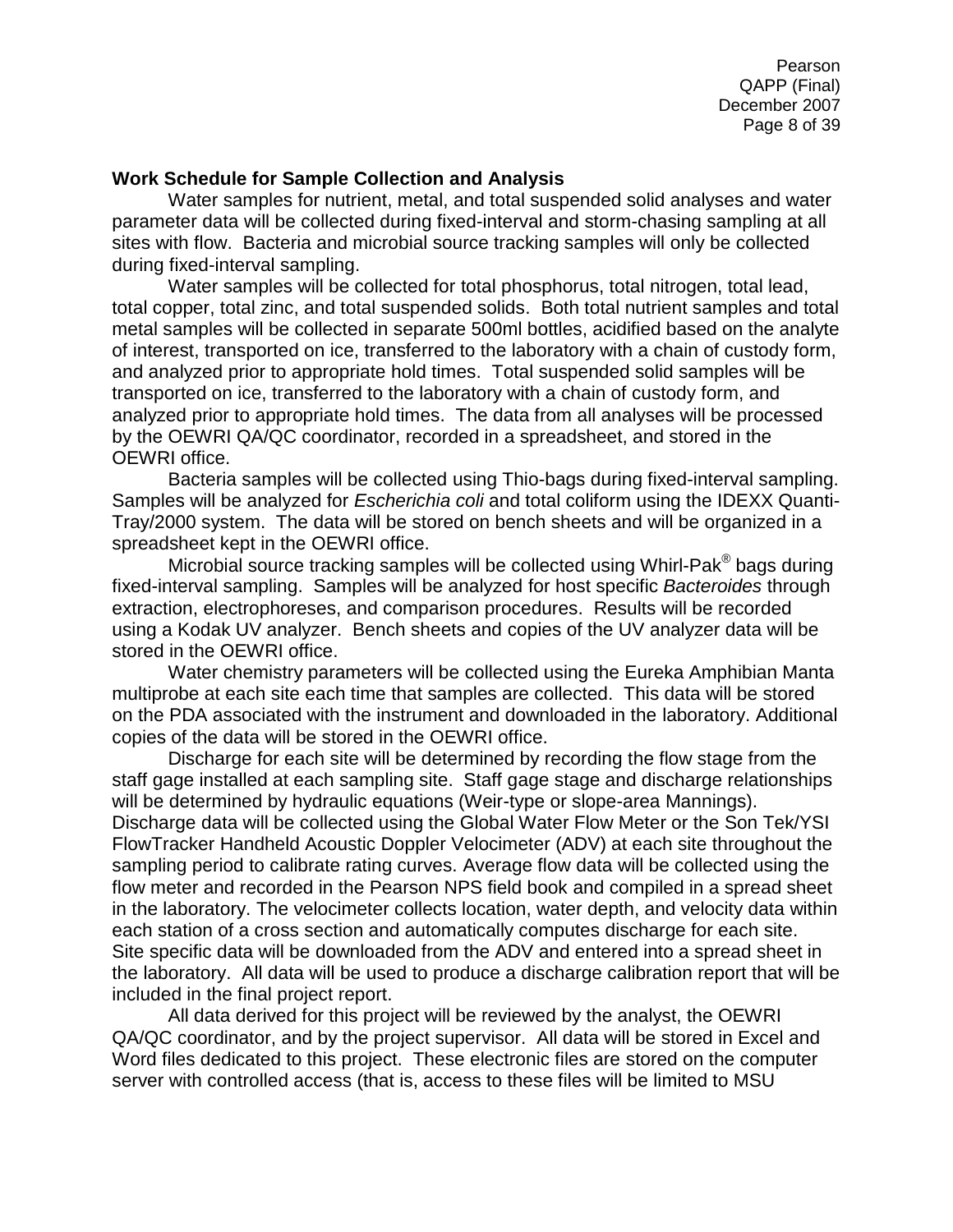**Work Schedule for Sample Collection and Analysis**

Water samples for nutrient, metal, and total suspended solid analyses and water parameter data will be collected during fixed-interval and storm-chasing sampling at all sites with flow. Bacteria and microbial source tracking samples will only be collected during fixed-interval sampling.

Water samples will be collected for total phosphorus, total nitrogen, total lead, total copper, total zinc, and total suspended solids. Both total nutrient samples and total metal samples will be collected in separate 500ml bottles, acidified based on the analyte of interest, transported on ice, transferred to the laboratory with a chain of custody form, and analyzed prior to appropriate hold times. Total suspended solid samples will be transported on ice, transferred to the laboratory with a chain of custody form, and analyzed prior to appropriate hold times. The data from all analyses will be processed by the OEWRI QA/QC coordinator, recorded in a spreadsheet, and stored in the OEWRI office.

Bacteria samples will be collected using Thio-bags during fixed-interval sampling. Samples will be analyzed for *Escherichia coli* and total coliform using the IDEXX Quanti-Tray/2000 system. The data will be stored on bench sheets and will be organized in a spreadsheet kept in the OEWRI office.

Microbial source tracking samples will be collected using Whirl-Pak® bags during fixed-interval sampling. Samples will be analyzed for host specific *Bacteroides* through extraction, electrophoreses, and comparison procedures. Results will be recorded using a Kodak UV analyzer. Bench sheets and copies of the UV analyzer data will be stored in the OEWRI office.

Water chemistry parameters will be collected using the Eureka Amphibian Manta multiprobe at each site each time that samples are collected. This data will be stored on the PDA associated with the instrument and downloaded in the laboratory. Additional copies of the data will be stored in the OEWRI office.

Discharge for each site will be determined by recording the flow stage from the staff gage installed at each sampling site. Staff gage stage and discharge relationships will be determined by hydraulic equations (Weir-type or slope-area Mannings). Discharge data will be collected using the Global Water Flow Meter or the Son Tek/YSI FlowTracker Handheld Acoustic Doppler Velocimeter (ADV) at each site throughout the sampling period to calibrate rating curves. Average flow data will be collected using the flow meter and recorded in the Pearson NPS field book and compiled in a spread sheet in the laboratory. The velocimeter collects location, water depth, and velocity data within each station of a cross section and automatically computes discharge for each site. Site specific data will be downloaded from the ADV and entered into a spread sheet in the laboratory. All data will be used to produce a discharge calibration report that will be included in the final project report.

All data derived for this project will be reviewed by the analyst, the OEWRI QA/QC coordinator, and by the project supervisor. All data will be stored in Excel and Word files dedicated to this project. These electronic files are stored on the computer server with controlled access (that is, access to these files will be limited to MSU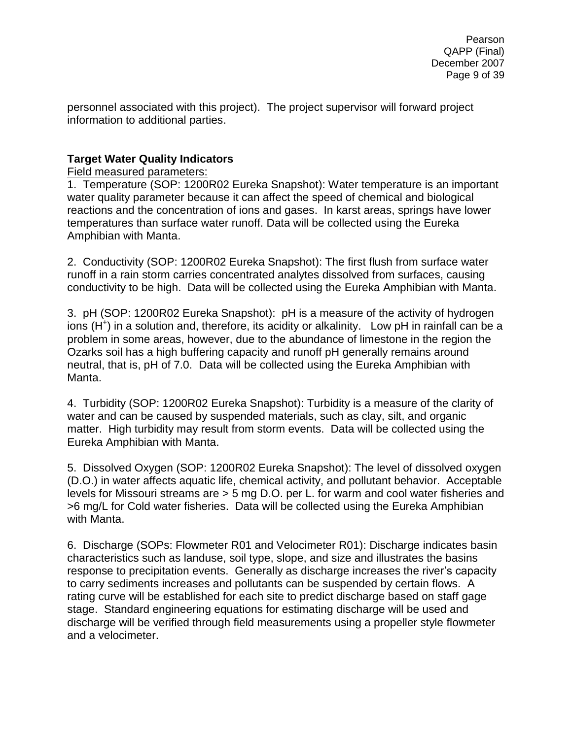personnel associated with this project). The project supervisor will forward project information to additional parties.

**Target Water Quality Indicators**

Field measured parameters:

1. Temperature (SOP: 1200R02 Eureka Snapshot): Water temperature is an important water quality parameter because it can affect the speed of chemical and biological reactions and the concentration of ions and gases. In karst areas, springs have lower temperatures than surface water runoff. Data will be collected using the Eureka Amphibian with Manta.

2. Conductivity (SOP: 1200R02 Eureka Snapshot): The first flush from surface water runoff in a rain storm carries concentrated analytes dissolved from surfaces, causing conductivity to be high. Data will be collected using the Eureka Amphibian with Manta.

3. pH (SOP: 1200R02 Eureka Snapshot): pH is a measure of the activity of hydrogen ions ($H^+$) in a solution and, therefore, its acidity or alkalinity. Low pH in rainfall can be a problem in some areas, however, due to the abundance of limestone in the region the Ozarks soil has a high buffering capacity and runoff pH generally remains around neutral, that is, pH of 7.0. Data will be collected using the Eureka Amphibian with Manta.

4. Turbidity (SOP: 1200R02 Eureka Snapshot): Turbidity is a measure of the clarity of water and can be caused by suspended materials, such as clay, silt, and organic matter. High turbidity may result from storm events. Data will be collected using the Eureka Amphibian with Manta.

5. Dissolved Oxygen (SOP: 1200R02 Eureka Snapshot): The level of dissolved oxygen (D.O.) in water affects aquatic life, chemical activity, and pollutant behavior. Acceptable levels for Missouri streams are > 5 mg D.O. per L. for warm and cool water fisheries and >6 mg/L for Cold water fisheries. Data will be collected using the Eureka Amphibian with Manta.

6. Discharge (SOPs: Flowmeter R01 and Velocimeter R01): Discharge indicates basin characteristics such as landuse, soil type, slope, and size and illustrates the basins response to precipitation events. Generally as discharge increases the river's capacity to carry sediments increases and pollutants can be suspended by certain flows. A rating curve will be established for each site to predict discharge based on staff gage stage. Standard engineering equations for estimating discharge will be used and discharge will be verified through field measurements using a propeller style flowmeter and a velocimeter.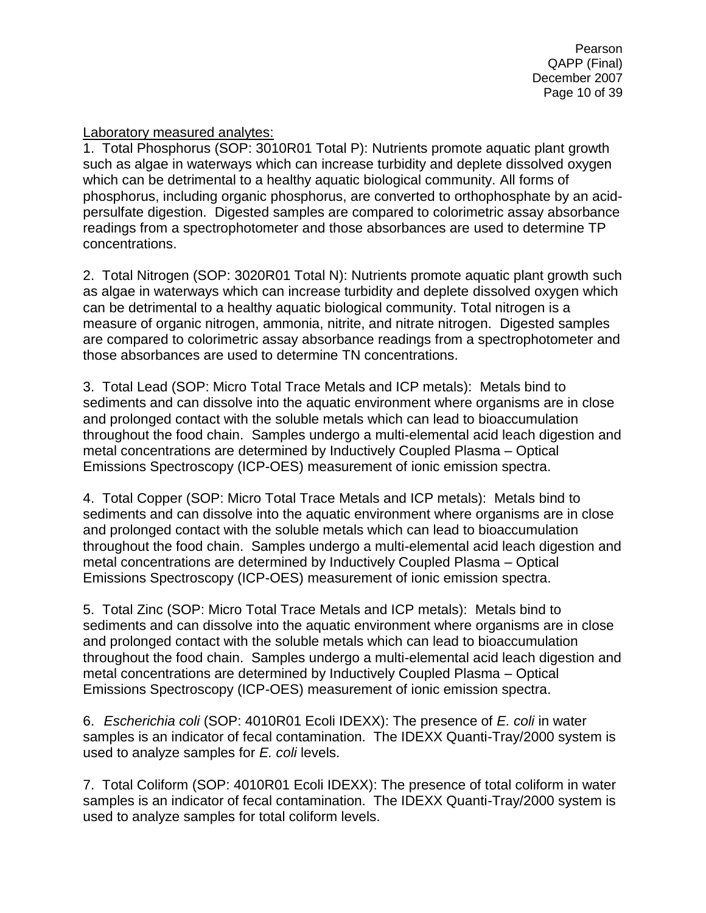Laboratory measured analytes:

1. Total Phosphorus (SOP: 3010R01 Total P): Nutrients promote aquatic plant growth such as algae in waterways which can increase turbidity and deplete dissolved oxygen which can be detrimental to a healthy aquatic biological community. All forms of phosphorus, including organic phosphorus, are converted to orthophosphate by an acid-persulfate digestion. Digested samples are compared to colorimetric assay absorbance readings from a spectrophotometer and those absorbances are used to determine TP concentrations.

2. Total Nitrogen (SOP: 3020R01 Total N): Nutrients promote aquatic plant growth such as algae in waterways which can increase turbidity and deplete dissolved oxygen which can be detrimental to a healthy aquatic biological community. Total nitrogen is a measure of organic nitrogen, ammonia, nitrite, and nitrate nitrogen. Digested samples are compared to colorimetric assay absorbance readings from a spectrophotometer and those absorbances are used to determine TN concentrations.

3. Total Lead (SOP: Micro Total Trace Metals and ICP metals): Metals bind to sediments and can dissolve into the aquatic environment where organisms are in close and prolonged contact with the soluble metals which can lead to bioaccumulation throughout the food chain. Samples undergo a multi-elemental acid leach digestion and metal concentrations are determined by Inductively Coupled Plasma – Optical Emissions Spectroscopy (ICP-OES) measurement of ionic emission spectra.

4. Total Copper (SOP: Micro Total Trace Metals and ICP metals): Metals bind to sediments and can dissolve into the aquatic environment where organisms are in close and prolonged contact with the soluble metals which can lead to bioaccumulation throughout the food chain. Samples undergo a multi-elemental acid leach digestion and metal concentrations are determined by Inductively Coupled Plasma – Optical Emissions Spectroscopy (ICP-OES) measurement of ionic emission spectra.

5. Total Zinc (SOP: Micro Total Trace Metals and ICP metals): Metals bind to sediments and can dissolve into the aquatic environment where organisms are in close and prolonged contact with the soluble metals which can lead to bioaccumulation throughout the food chain. Samples undergo a multi-elemental acid leach digestion and metal concentrations are determined by Inductively Coupled Plasma – Optical Emissions Spectroscopy (ICP-OES) measurement of ionic emission spectra.

6. *Escherichia coli* (SOP: 4010R01 Ecoli IDEXX): The presence of *E. coli* in water samples is an indicator of fecal contamination. The IDEXX Quanti-Tray/2000 system is used to analyze samples for *E. coli* levels.

7. Total Coliform (SOP: 4010R01 Ecoli IDEXX): The presence of total coliform in water samples is an indicator of fecal contamination. The IDEXX Quanti-Tray/2000 system is used to analyze samples for total coliform levels.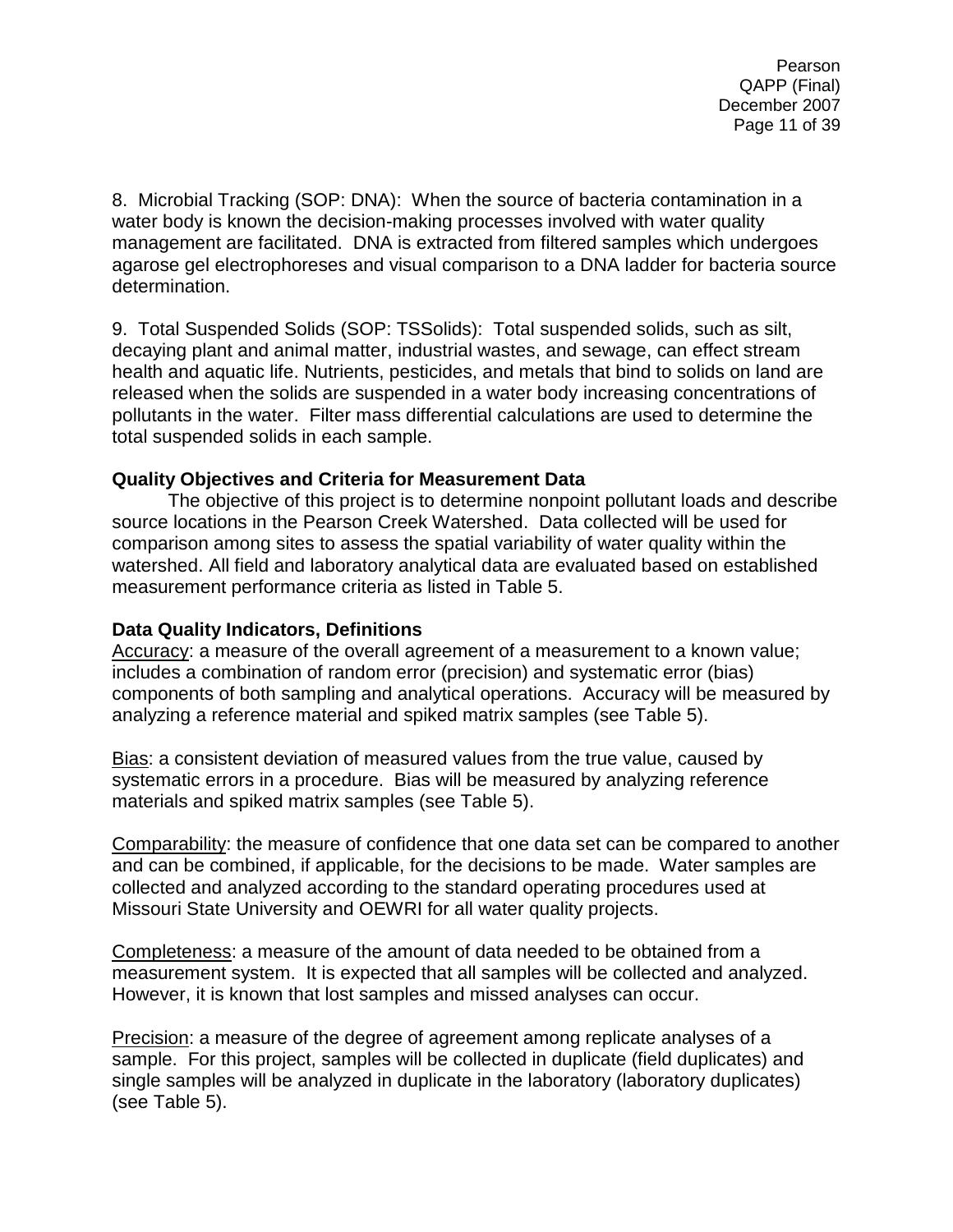8. Microbial Tracking (SOP: DNA): When the source of bacteria contamination in a water body is known the decision-making processes involved with water quality management are facilitated. DNA is extracted from filtered samples which undergoes agarose gel electrophoreses and visual comparison to a DNA ladder for bacteria source determination.

9. Total Suspended Solids (SOP: TSSolids): Total suspended solids, such as silt, decaying plant and animal matter, industrial wastes, and sewage, can effect stream health and aquatic life. Nutrients, pesticides, and metals that bind to solids on land are released when the solids are suspended in a water body increasing concentrations of pollutants in the water. Filter mass differential calculations are used to determine the total suspended solids in each sample.

**Quality Objectives and Criteria for Measurement Data**

The objective of this project is to determine nonpoint pollutant loads and describe source locations in the Pearson Creek Watershed. Data collected will be used for comparison among sites to assess the spatial variability of water quality within the watershed. All field and laboratory analytical data are evaluated based on established measurement performance criteria as listed in Table 5.

**Data Quality Indicators, Definitions**

Accuracy: a measure of the overall agreement of a measurement to a known value; includes a combination of random error (precision) and systematic error (bias) components of both sampling and analytical operations. Accuracy will be measured by analyzing a reference material and spiked matrix samples (see Table 5).

Bias: a consistent deviation of measured values from the true value, caused by systematic errors in a procedure. Bias will be measured by analyzing reference materials and spiked matrix samples (see Table 5).

Comparability: the measure of confidence that one data set can be compared to another and can be combined, if applicable, for the decisions to be made. Water samples are collected and analyzed according to the standard operating procedures used at Missouri State University and OEWRI for all water quality projects.

Completeness: a measure of the amount of data needed to be obtained from a measurement system. It is expected that all samples will be collected and analyzed. However, it is known that lost samples and missed analyses can occur.

Precision: a measure of the degree of agreement among replicate analyses of a sample. For this project, samples will be collected in duplicate (field duplicates) and single samples will be analyzed in duplicate in the laboratory (laboratory duplicates) (see Table 5).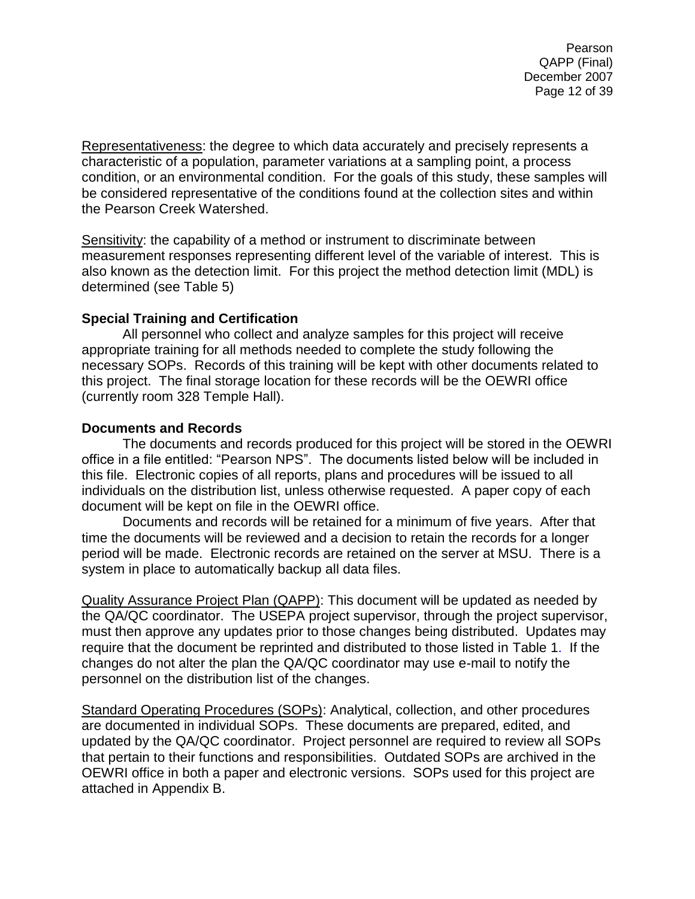Representativeness: the degree to which data accurately and precisely represents a characteristic of a population, parameter variations at a sampling point, a process condition, or an environmental condition. For the goals of this study, these samples will be considered representative of the conditions found at the collection sites and within the Pearson Creek Watershed.

Sensitivity: the capability of a method or instrument to discriminate between measurement responses representing different level of the variable of interest. This is also known as the detection limit. For this project the method detection limit (MDL) is determined (see Table 5)

**Special Training and Certification**

All personnel who collect and analyze samples for this project will receive appropriate training for all methods needed to complete the study following the necessary SOPs. Records of this training will be kept with other documents related to this project. The final storage location for these records will be the OEWRI office (currently room 328 Temple Hall).

**Documents and Records**

The documents and records produced for this project will be stored in the OEWRI office in a file entitled: "Pearson NPS". The documents listed below will be included in this file. Electronic copies of all reports, plans and procedures will be issued to all individuals on the distribution list, unless otherwise requested. A paper copy of each document will be kept on file in the OEWRI office.

Documents and records will be retained for a minimum of five years. After that time the documents will be reviewed and a decision to retain the records for a longer period will be made. Electronic records are retained on the server at MSU. There is a system in place to automatically backup all data files.

Quality Assurance Project Plan (QAPP): This document will be updated as needed by the QA/QC coordinator. The USEPA project supervisor, through the project supervisor, must then approve any updates prior to those changes being distributed. Updates may require that the document be reprinted and distributed to those listed in Table 1. If the changes do not alter the plan the QA/QC coordinator may use e-mail to notify the personnel on the distribution list of the changes.

Standard Operating Procedures (SOPs): Analytical, collection, and other procedures are documented in individual SOPs. These documents are prepared, edited, and updated by the QA/QC coordinator. Project personnel are required to review all SOPs that pertain to their functions and responsibilities. Outdated SOPs are archived in the OEWRI office in both a paper and electronic versions. SOPs used for this project are attached in Appendix B.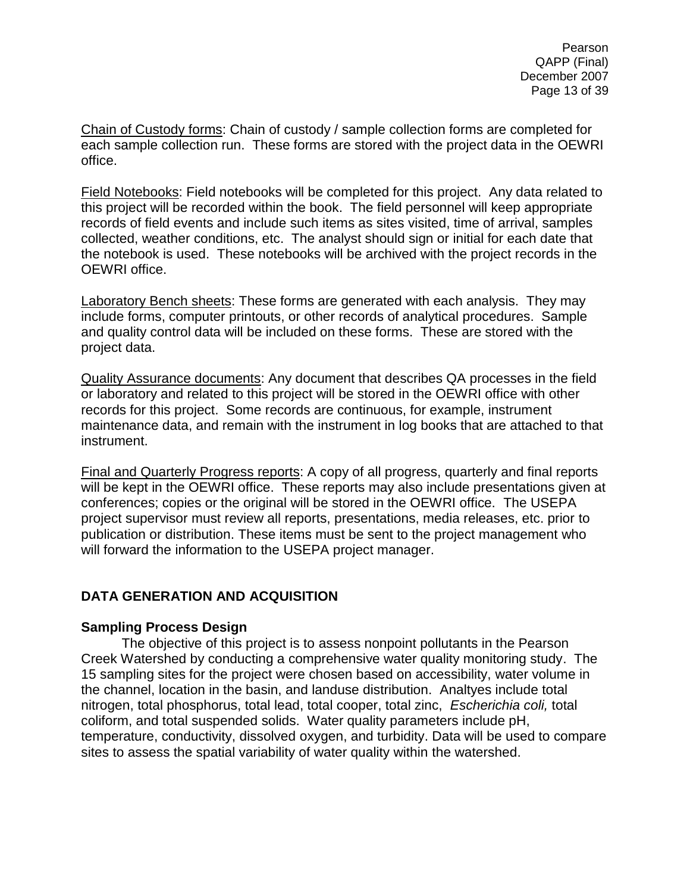<u>Chain of Custody forms</u>: Chain of custody / sample collection forms are completed for each sample collection run. These forms are stored with the project data in the OEWRI office.

<u>Field Notebooks</u>: Field notebooks will be completed for this project. Any data related to this project will be recorded within the book. The field personnel will keep appropriate records of field events and include such items as sites visited, time of arrival, samples collected, weather conditions, etc. The analyst should sign or initial for each date that the notebook is used. These notebooks will be archived with the project records in the OEWRI office.

<u>Laboratory Bench sheets</u>: These forms are generated with each analysis. They may include forms, computer printouts, or other records of analytical procedures. Sample and quality control data will be included on these forms. These are stored with the project data.

<u>Quality Assurance documents</u>: Any document that describes QA processes in the field or laboratory and related to this project will be stored in the OEWRI office with other records for this project. Some records are continuous, for example, instrument maintenance data, and remain with the instrument in log books that are attached to that instrument.

<u>Final and Quarterly Progress reports</u>: A copy of all progress, quarterly and final reports will be kept in the OEWRI office. These reports may also include presentations given at conferences; copies or the original will be stored in the OEWRI office. The USEPA project supervisor must review all reports, presentations, media releases, etc. prior to publication or distribution. These items must be sent to the project management who will forward the information to the USEPA project manager.

## DATA GENERATION AND ACQUISITION

### Sampling Process Design

The objective of this project is to assess nonpoint pollutants in the Pearson Creek Watershed by conducting a comprehensive water quality monitoring study. The 15 sampling sites for the project were chosen based on accessibility, water volume in the channel, location in the basin, and landuse distribution. Analtyes include total nitrogen, total phosphorus, total lead, total cooper, total zinc, *Escherichia coli,* total coliform, and total suspended solids. Water quality parameters include pH, temperature, conductivity, dissolved oxygen, and turbidity. Data will be used to compare sites to assess the spatial variability of water quality within the watershed.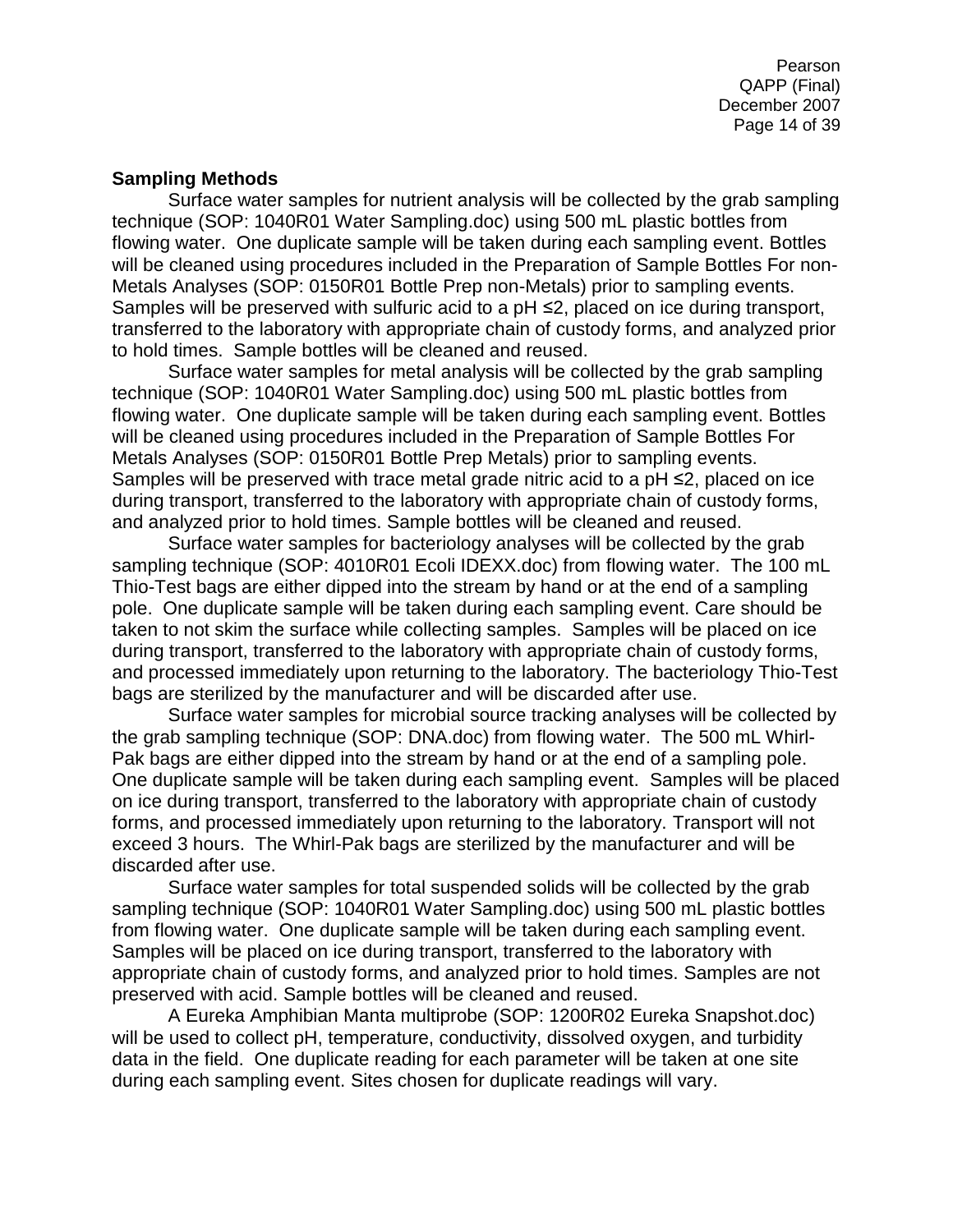**Sampling Methods**

Surface water samples for nutrient analysis will be collected by the grab sampling technique (SOP: 1040R01 Water Sampling.doc) using 500 mL plastic bottles from flowing water. One duplicate sample will be taken during each sampling event. Bottles will be cleaned using procedures included in the Preparation of Sample Bottles For non-Metals Analyses (SOP: 0150R01 Bottle Prep non-Metals) prior to sampling events. Samples will be preserved with sulfuric acid to a pH ≤2, placed on ice during transport, transferred to the laboratory with appropriate chain of custody forms, and analyzed prior to hold times. Sample bottles will be cleaned and reused.

Surface water samples for metal analysis will be collected by the grab sampling technique (SOP: 1040R01 Water Sampling.doc) using 500 mL plastic bottles from flowing water. One duplicate sample will be taken during each sampling event. Bottles will be cleaned using procedures included in the Preparation of Sample Bottles For Metals Analyses (SOP: 0150R01 Bottle Prep Metals) prior to sampling events. Samples will be preserved with trace metal grade nitric acid to a pH ≤2, placed on ice during transport, transferred to the laboratory with appropriate chain of custody forms, and analyzed prior to hold times. Sample bottles will be cleaned and reused.

Surface water samples for bacteriology analyses will be collected by the grab sampling technique (SOP: 4010R01 Ecoli IDEXX.doc) from flowing water. The 100 mL Thio-Test bags are either dipped into the stream by hand or at the end of a sampling pole. One duplicate sample will be taken during each sampling event. Care should be taken to not skim the surface while collecting samples. Samples will be placed on ice during transport, transferred to the laboratory with appropriate chain of custody forms, and processed immediately upon returning to the laboratory. The bacteriology Thio-Test bags are sterilized by the manufacturer and will be discarded after use.

Surface water samples for microbial source tracking analyses will be collected by the grab sampling technique (SOP: DNA.doc) from flowing water. The 500 mL Whirl-Pak bags are either dipped into the stream by hand or at the end of a sampling pole. One duplicate sample will be taken during each sampling event. Samples will be placed on ice during transport, transferred to the laboratory with appropriate chain of custody forms, and processed immediately upon returning to the laboratory. Transport will not exceed 3 hours. The Whirl-Pak bags are sterilized by the manufacturer and will be discarded after use.

Surface water samples for total suspended solids will be collected by the grab sampling technique (SOP: 1040R01 Water Sampling.doc) using 500 mL plastic bottles from flowing water. One duplicate sample will be taken during each sampling event. Samples will be placed on ice during transport, transferred to the laboratory with appropriate chain of custody forms, and analyzed prior to hold times. Samples are not preserved with acid. Sample bottles will be cleaned and reused.

A Eureka Amphibian Manta multiprobe (SOP: 1200R02 Eureka Snapshot.doc) will be used to collect pH, temperature, conductivity, dissolved oxygen, and turbidity data in the field. One duplicate reading for each parameter will be taken at one site during each sampling event. Sites chosen for duplicate readings will vary.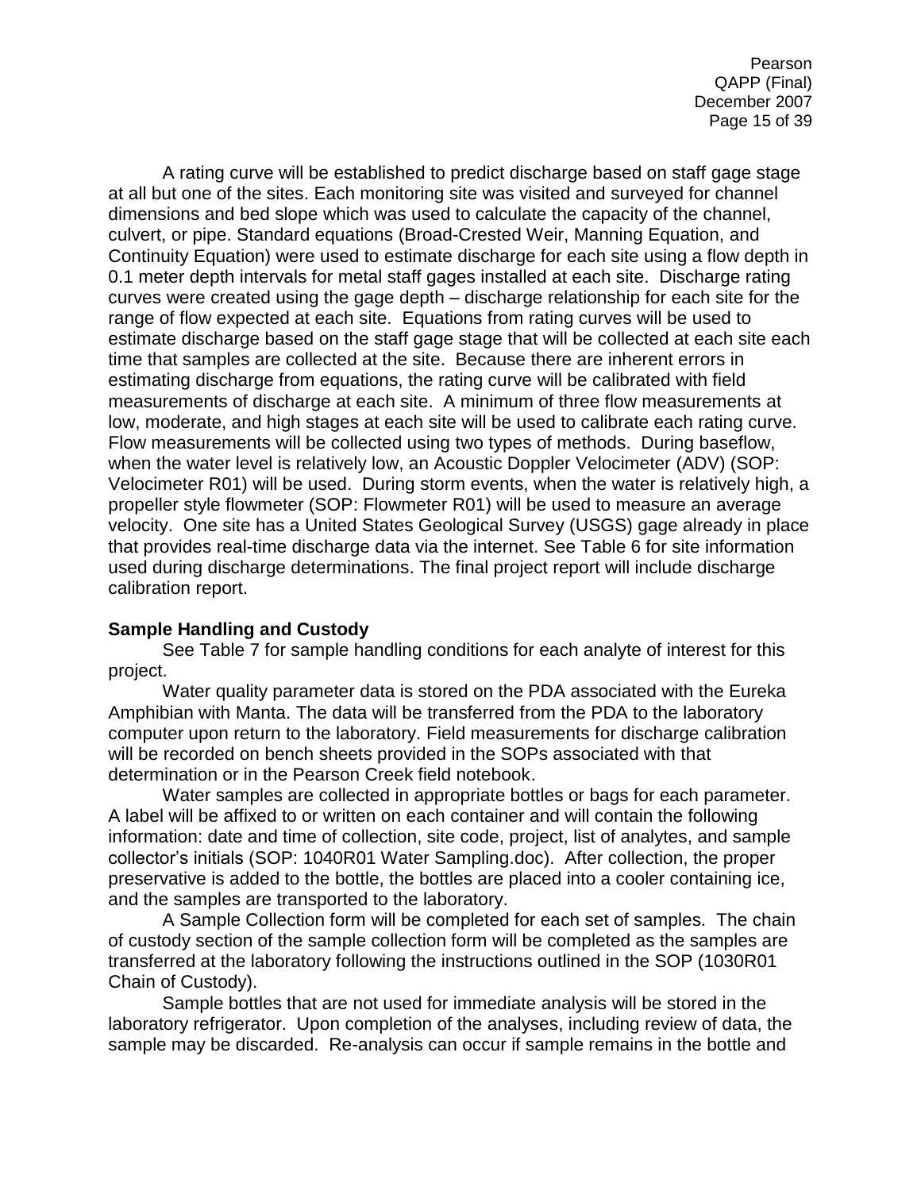A rating curve will be established to predict discharge based on staff gage stage at all but one of the sites. Each monitoring site was visited and surveyed for channel dimensions and bed slope which was used to calculate the capacity of the channel, culvert, or pipe. Standard equations (Broad-Crested Weir, Manning Equation, and Continuity Equation) were used to estimate discharge for each site using a flow depth in 0.1 meter depth intervals for metal staff gages installed at each site. Discharge rating curves were created using the gage depth – discharge relationship for each site for the range of flow expected at each site. Equations from rating curves will be used to estimate discharge based on the staff gage stage that will be collected at each site each time that samples are collected at the site. Because there are inherent errors in estimating discharge from equations, the rating curve will be calibrated with field measurements of discharge at each site. A minimum of three flow measurements at low, moderate, and high stages at each site will be used to calibrate each rating curve. Flow measurements will be collected using two types of methods. During baseflow, when the water level is relatively low, an Acoustic Doppler Velocimeter (ADV) (SOP: Velocimeter R01) will be used. During storm events, when the water is relatively high, a propeller style flowmeter (SOP: Flowmeter R01) will be used to measure an average velocity. One site has a United States Geological Survey (USGS) gage already in place that provides real-time discharge data via the internet. See Table 6 for site information used during discharge determinations. The final project report will include discharge calibration report.

**Sample Handling and Custody**

See Table 7 for sample handling conditions for each analyte of interest for this project.

Water quality parameter data is stored on the PDA associated with the Eureka Amphibian with Manta. The data will be transferred from the PDA to the laboratory computer upon return to the laboratory. Field measurements for discharge calibration will be recorded on bench sheets provided in the SOPs associated with that determination or in the Pearson Creek field notebook.

Water samples are collected in appropriate bottles or bags for each parameter. A label will be affixed to or written on each container and will contain the following information: date and time of collection, site code, project, list of analytes, and sample collector's initials (SOP: 1040R01 Water Sampling.doc). After collection, the proper preservative is added to the bottle, the bottles are placed into a cooler containing ice, and the samples are transported to the laboratory.

A Sample Collection form will be completed for each set of samples. The chain of custody section of the sample collection form will be completed as the samples are transferred at the laboratory following the instructions outlined in the SOP (1030R01 Chain of Custody).

Sample bottles that are not used for immediate analysis will be stored in the laboratory refrigerator. Upon completion of the analyses, including review of data, the sample may be discarded. Re-analysis can occur if sample remains in the bottle and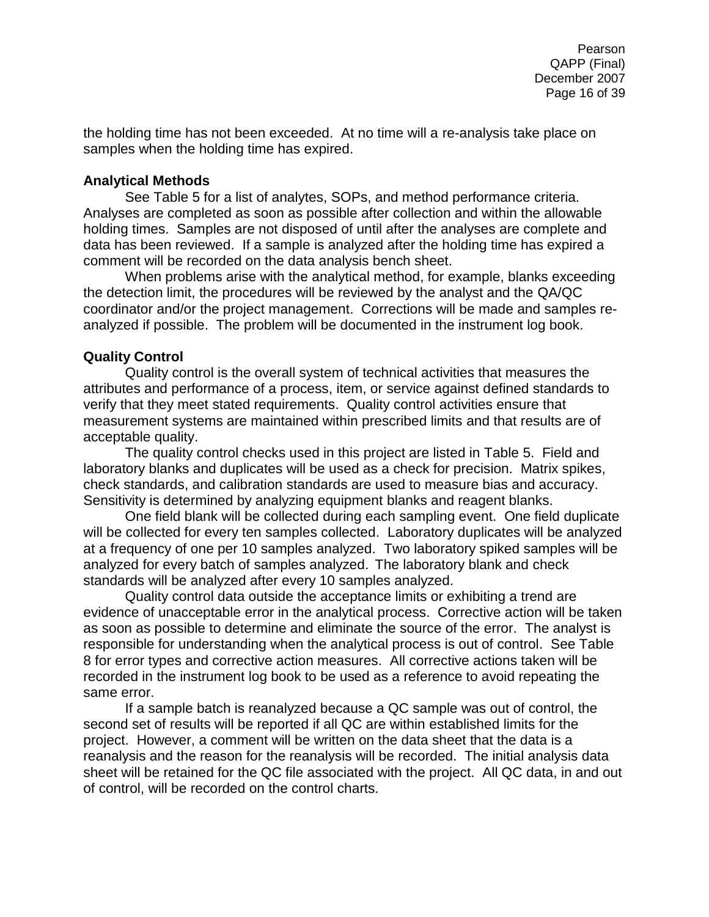the holding time has not been exceeded. At no time will a re-analysis take place on samples when the holding time has expired.

**Analytical Methods**

See Table 5 for a list of analytes, SOPs, and method performance criteria. Analyses are completed as soon as possible after collection and within the allowable holding times. Samples are not disposed of until after the analyses are complete and data has been reviewed. If a sample is analyzed after the holding time has expired a comment will be recorded on the data analysis bench sheet.

When problems arise with the analytical method, for example, blanks exceeding the detection limit, the procedures will be reviewed by the analyst and the QA/QC coordinator and/or the project management. Corrections will be made and samples re-analyzed if possible. The problem will be documented in the instrument log book.

**Quality Control**

Quality control is the overall system of technical activities that measures the attributes and performance of a process, item, or service against defined standards to verify that they meet stated requirements. Quality control activities ensure that measurement systems are maintained within prescribed limits and that results are of acceptable quality.

The quality control checks used in this project are listed in Table 5. Field and laboratory blanks and duplicates will be used as a check for precision. Matrix spikes, check standards, and calibration standards are used to measure bias and accuracy. Sensitivity is determined by analyzing equipment blanks and reagent blanks.

One field blank will be collected during each sampling event. One field duplicate will be collected for every ten samples collected. Laboratory duplicates will be analyzed at a frequency of one per 10 samples analyzed. Two laboratory spiked samples will be analyzed for every batch of samples analyzed. The laboratory blank and check standards will be analyzed after every 10 samples analyzed.

Quality control data outside the acceptance limits or exhibiting a trend are evidence of unacceptable error in the analytical process. Corrective action will be taken as soon as possible to determine and eliminate the source of the error. The analyst is responsible for understanding when the analytical process is out of control. See Table 8 for error types and corrective action measures. All corrective actions taken will be recorded in the instrument log book to be used as a reference to avoid repeating the same error.

If a sample batch is reanalyzed because a QC sample was out of control, the second set of results will be reported if all QC are within established limits for the project. However, a comment will be written on the data sheet that the data is a reanalysis and the reason for the reanalysis will be recorded. The initial analysis data sheet will be retained for the QC file associated with the project. All QC data, in and out of control, will be recorded on the control charts.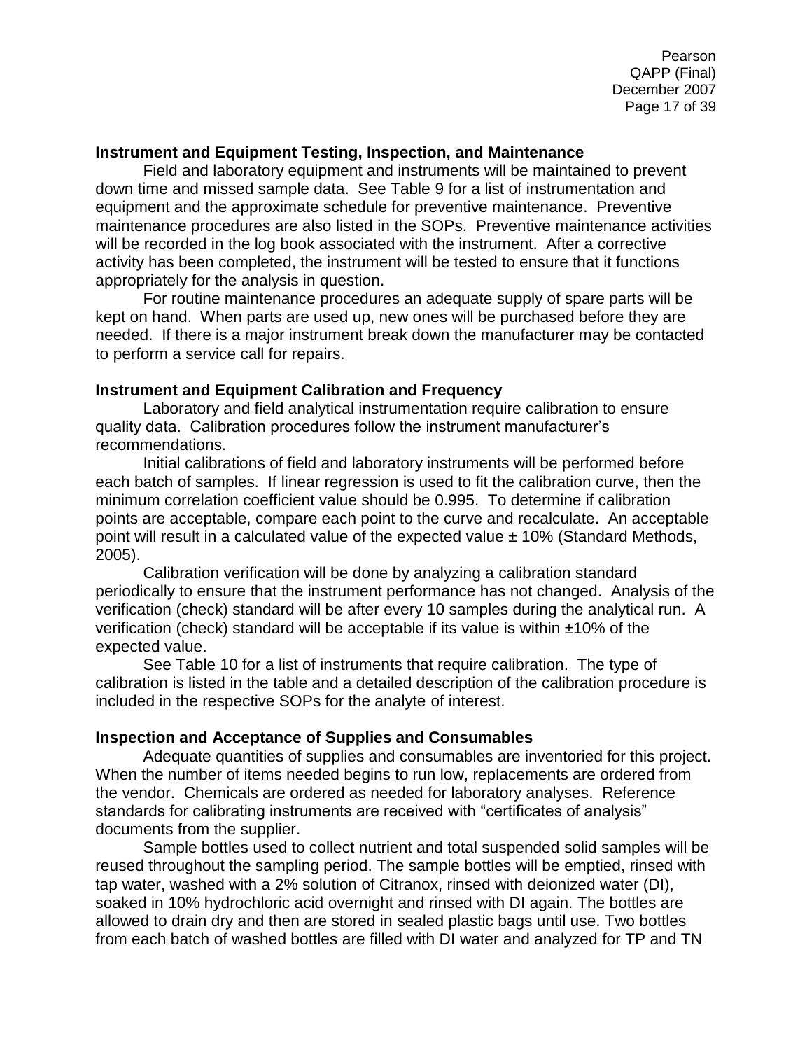**Instrument and Equipment Testing, Inspection, and Maintenance**

Field and laboratory equipment and instruments will be maintained to prevent down time and missed sample data. See Table 9 for a list of instrumentation and equipment and the approximate schedule for preventive maintenance. Preventive maintenance procedures are also listed in the SOPs. Preventive maintenance activities will be recorded in the log book associated with the instrument. After a corrective activity has been completed, the instrument will be tested to ensure that it functions appropriately for the analysis in question.

For routine maintenance procedures an adequate supply of spare parts will be kept on hand. When parts are used up, new ones will be purchased before they are needed. If there is a major instrument break down the manufacturer may be contacted to perform a service call for repairs.

**Instrument and Equipment Calibration and Frequency**

Laboratory and field analytical instrumentation require calibration to ensure quality data. Calibration procedures follow the instrument manufacturer's recommendations.

Initial calibrations of field and laboratory instruments will be performed before each batch of samples. If linear regression is used to fit the calibration curve, then the minimum correlation coefficient value should be 0.995. To determine if calibration points are acceptable, compare each point to the curve and recalculate. An acceptable point will result in a calculated value of the expected value ± 10% (Standard Methods, 2005).

Calibration verification will be done by analyzing a calibration standard periodically to ensure that the instrument performance has not changed. Analysis of the verification (check) standard will be after every 10 samples during the analytical run. A verification (check) standard will be acceptable if its value is within ±10% of the expected value.

See Table 10 for a list of instruments that require calibration. The type of calibration is listed in the table and a detailed description of the calibration procedure is included in the respective SOPs for the analyte of interest.

**Inspection and Acceptance of Supplies and Consumables**

Adequate quantities of supplies and consumables are inventoried for this project. When the number of items needed begins to run low, replacements are ordered from the vendor. Chemicals are ordered as needed for laboratory analyses. Reference standards for calibrating instruments are received with "certificates of analysis" documents from the supplier.

Sample bottles used to collect nutrient and total suspended solid samples will be reused throughout the sampling period. The sample bottles will be emptied, rinsed with tap water, washed with a 2% solution of Citranox, rinsed with deionized water (DI), soaked in 10% hydrochloric acid overnight and rinsed with DI again. The bottles are allowed to drain dry and then are stored in sealed plastic bags until use. Two bottles from each batch of washed bottles are filled with DI water and analyzed for TP and TN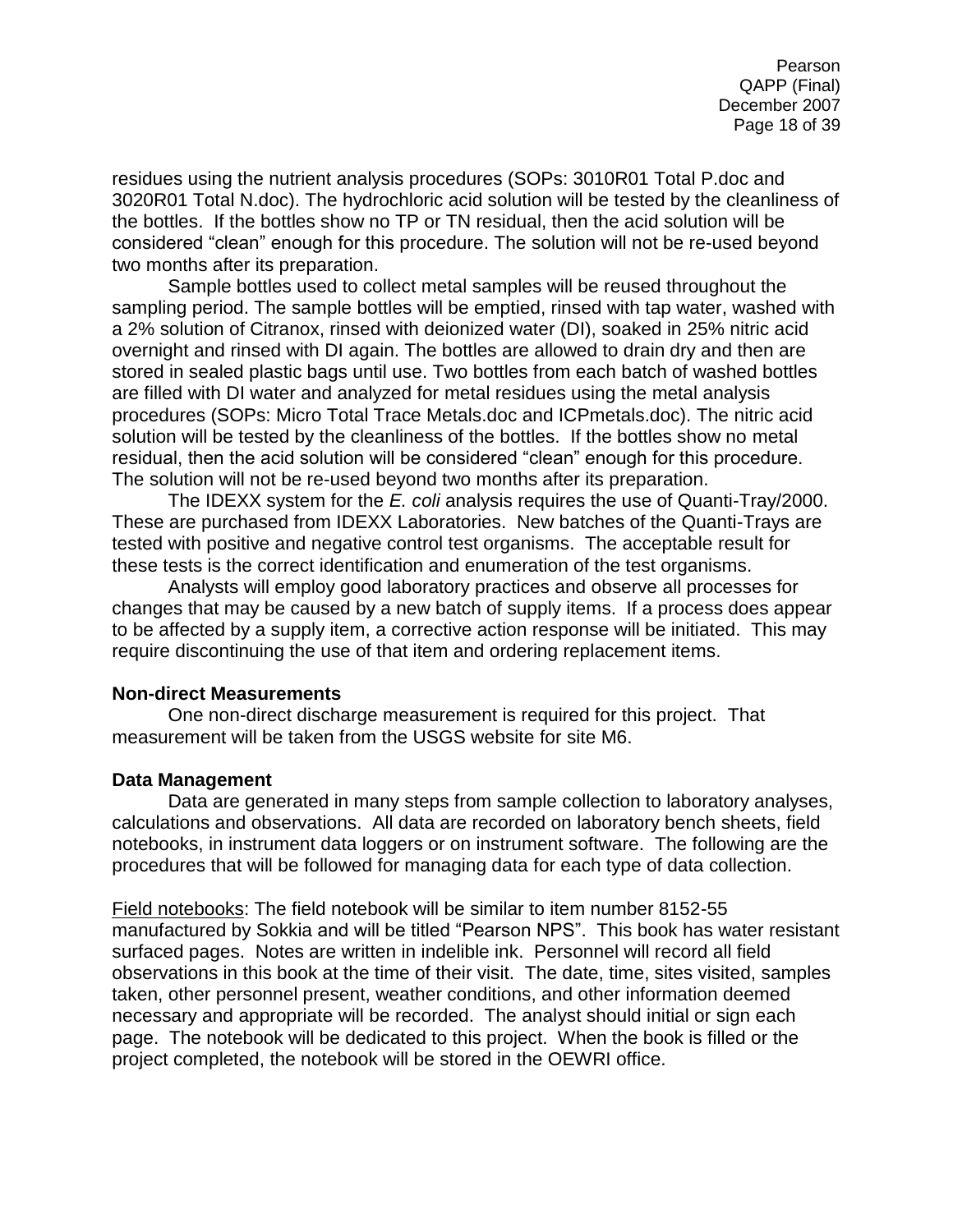residues using the nutrient analysis procedures (SOPs: 3010R01 Total P.doc and 3020R01 Total N.doc). The hydrochloric acid solution will be tested by the cleanliness of the bottles. If the bottles show no TP or TN residual, then the acid solution will be considered “clean” enough for this procedure. The solution will not be re-used beyond two months after its preparation.

Sample bottles used to collect metal samples will be reused throughout the sampling period. The sample bottles will be emptied, rinsed with tap water, washed with a 2% solution of Citranox, rinsed with deionized water (DI), soaked in 25% nitric acid overnight and rinsed with DI again. The bottles are allowed to drain dry and then are stored in sealed plastic bags until use. Two bottles from each batch of washed bottles are filled with DI water and analyzed for metal residues using the metal analysis procedures (SOPs: Micro Total Trace Metals.doc and ICPmetals.doc). The nitric acid solution will be tested by the cleanliness of the bottles. If the bottles show no metal residual, then the acid solution will be considered “clean” enough for this procedure. The solution will not be re-used beyond two months after its preparation.

The IDEXX system for the *E. coli* analysis requires the use of Quanti-Tray/2000. These are purchased from IDEXX Laboratories. New batches of the Quanti-Trays are tested with positive and negative control test organisms. The acceptable result for these tests is the correct identification and enumeration of the test organisms.

Analysts will employ good laboratory practices and observe all processes for changes that may be caused by a new batch of supply items. If a process does appear to be affected by a supply item, a corrective action response will be initiated. This may require discontinuing the use of that item and ordering replacement items.

**Non-direct Measurements**

One non-direct discharge measurement is required for this project. That measurement will be taken from the USGS website for site M6.

**Data Management**

Data are generated in many steps from sample collection to laboratory analyses, calculations and observations. All data are recorded on laboratory bench sheets, field notebooks, in instrument data loggers or on instrument software. The following are the procedures that will be followed for managing data for each type of data collection.

<u>Field notebooks</u>: The field notebook will be similar to item number 8152-55 manufactured by Sokkia and will be titled “Pearson NPS”. This book has water resistant surfaced pages. Notes are written in indelible ink. Personnel will record all field observations in this book at the time of their visit. The date, time, sites visited, samples taken, other personnel present, weather conditions, and other information deemed necessary and appropriate will be recorded. The analyst should initial or sign each page. The notebook will be dedicated to this project. When the book is filled or the project completed, the notebook will be stored in the OEWRI office.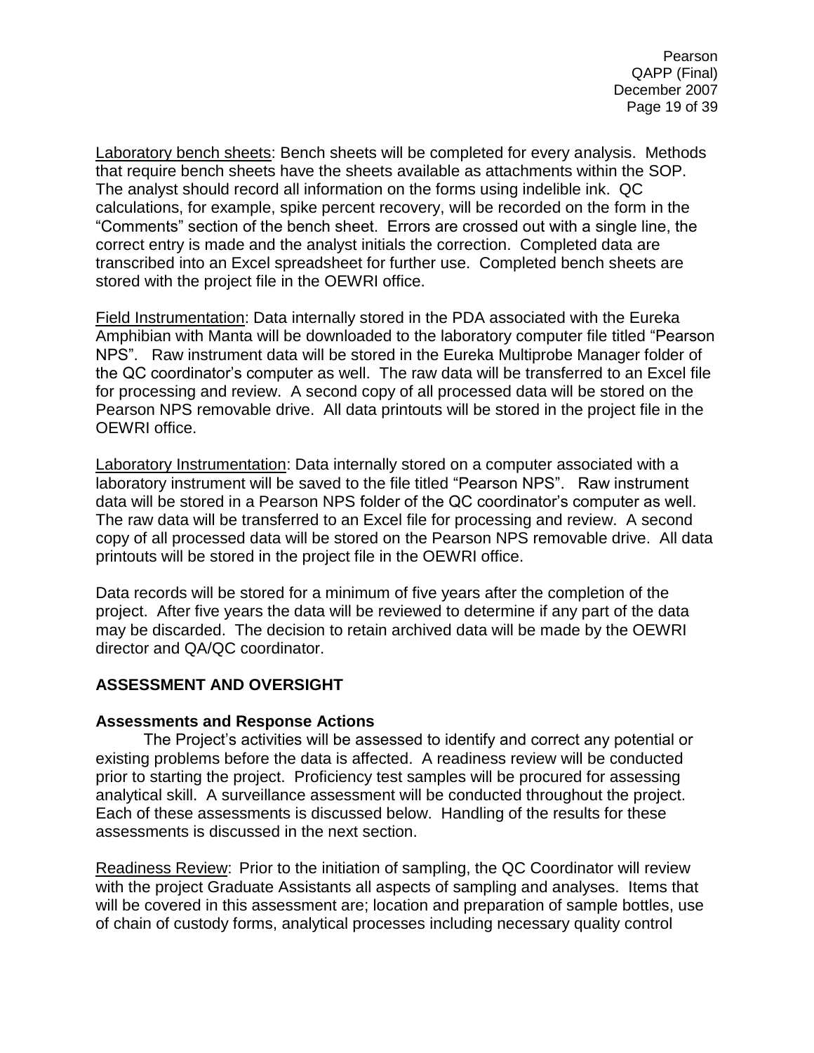Laboratory bench sheets: Bench sheets will be completed for every analysis. Methods that require bench sheets have the sheets available as attachments within the SOP. The analyst should record all information on the forms using indelible ink. QC calculations, for example, spike percent recovery, will be recorded on the form in the "Comments" section of the bench sheet. Errors are crossed out with a single line, the correct entry is made and the analyst initials the correction. Completed data are transcribed into an Excel spreadsheet for further use. Completed bench sheets are stored with the project file in the OEWRI office.

Field Instrumentation: Data internally stored in the PDA associated with the Eureka Amphibian with Manta will be downloaded to the laboratory computer file titled "Pearson NPS". Raw instrument data will be stored in the Eureka Multiprobe Manager folder of the QC coordinator's computer as well. The raw data will be transferred to an Excel file for processing and review. A second copy of all processed data will be stored on the Pearson NPS removable drive. All data printouts will be stored in the project file in the OEWRI office.

Laboratory Instrumentation: Data internally stored on a computer associated with a laboratory instrument will be saved to the file titled "Pearson NPS". Raw instrument data will be stored in a Pearson NPS folder of the QC coordinator's computer as well. The raw data will be transferred to an Excel file for processing and review. A second copy of all processed data will be stored on the Pearson NPS removable drive. All data printouts will be stored in the project file in the OEWRI office.

Data records will be stored for a minimum of five years after the completion of the project. After five years the data will be reviewed to determine if any part of the data may be discarded. The decision to retain archived data will be made by the OEWRI director and QA/QC coordinator.

## ASSESSMENT AND OVERSIGHT

### Assessments and Response Actions

The Project's activities will be assessed to identify and correct any potential or existing problems before the data is affected. A readiness review will be conducted prior to starting the project. Proficiency test samples will be procured for assessing analytical skill. A surveillance assessment will be conducted throughout the project. Each of these assessments is discussed below. Handling of the results for these assessments is discussed in the next section.

Readiness Review: Prior to the initiation of sampling, the QC Coordinator will review with the project Graduate Assistants all aspects of sampling and analyses. Items that will be covered in this assessment are; location and preparation of sample bottles, use of chain of custody forms, analytical processes including necessary quality control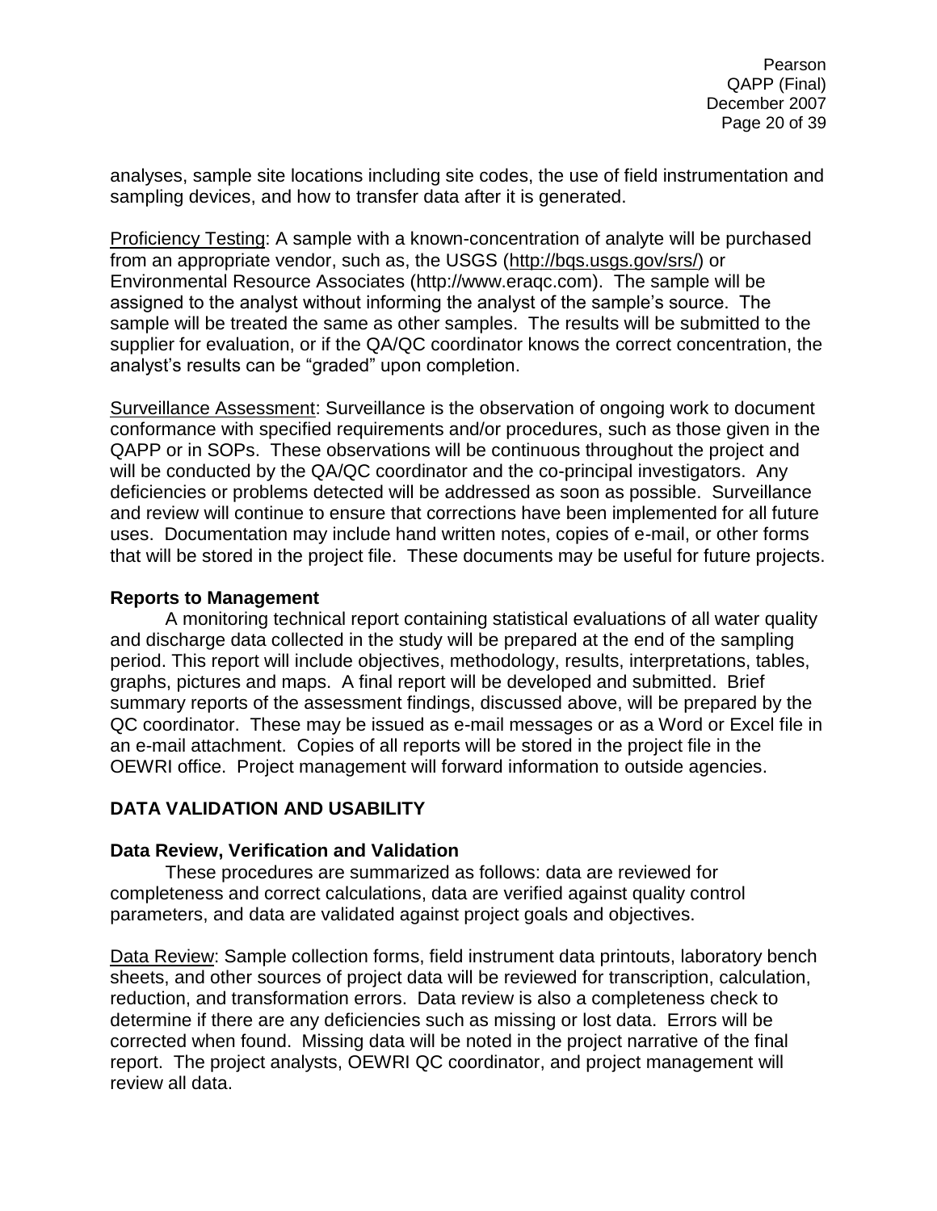analyses, sample site locations including site codes, the use of field instrumentation and sampling devices, and how to transfer data after it is generated.

Proficiency Testing: A sample with a known-concentration of analyte will be purchased from an appropriate vendor, such as, the USGS (http://bqs.usgs.gov/srs/) or Environmental Resource Associates (http://www.eraqc.com). The sample will be assigned to the analyst without informing the analyst of the sample's source. The sample will be treated the same as other samples. The results will be submitted to the supplier for evaluation, or if the QA/QC coordinator knows the correct concentration, the analyst's results can be "graded" upon completion.

Surveillance Assessment: Surveillance is the observation of ongoing work to document conformance with specified requirements and/or procedures, such as those given in the QAPP or in SOPs. These observations will be continuous throughout the project and will be conducted by the QA/QC coordinator and the co-principal investigators. Any deficiencies or problems detected will be addressed as soon as possible. Surveillance and review will continue to ensure that corrections have been implemented for all future uses. Documentation may include hand written notes, copies of e-mail, or other forms that will be stored in the project file. These documents may be useful for future projects.

### Reports to Management

A monitoring technical report containing statistical evaluations of all water quality and discharge data collected in the study will be prepared at the end of the sampling period. This report will include objectives, methodology, results, interpretations, tables, graphs, pictures and maps. A final report will be developed and submitted. Brief summary reports of the assessment findings, discussed above, will be prepared by the QC coordinator. These may be issued as e-mail messages or as a Word or Excel file in an e-mail attachment. Copies of all reports will be stored in the project file in the OEWRI office. Project management will forward information to outside agencies.

## DATA VALIDATION AND USABILITY

### Data Review, Verification and Validation

These procedures are summarized as follows: data are reviewed for completeness and correct calculations, data are verified against quality control parameters, and data are validated against project goals and objectives.

Data Review: Sample collection forms, field instrument data printouts, laboratory bench sheets, and other sources of project data will be reviewed for transcription, calculation, reduction, and transformation errors. Data review is also a completeness check to determine if there are any deficiencies such as missing or lost data. Errors will be corrected when found. Missing data will be noted in the project narrative of the final report. The project analysts, OEWRI QC coordinator, and project management will review all data.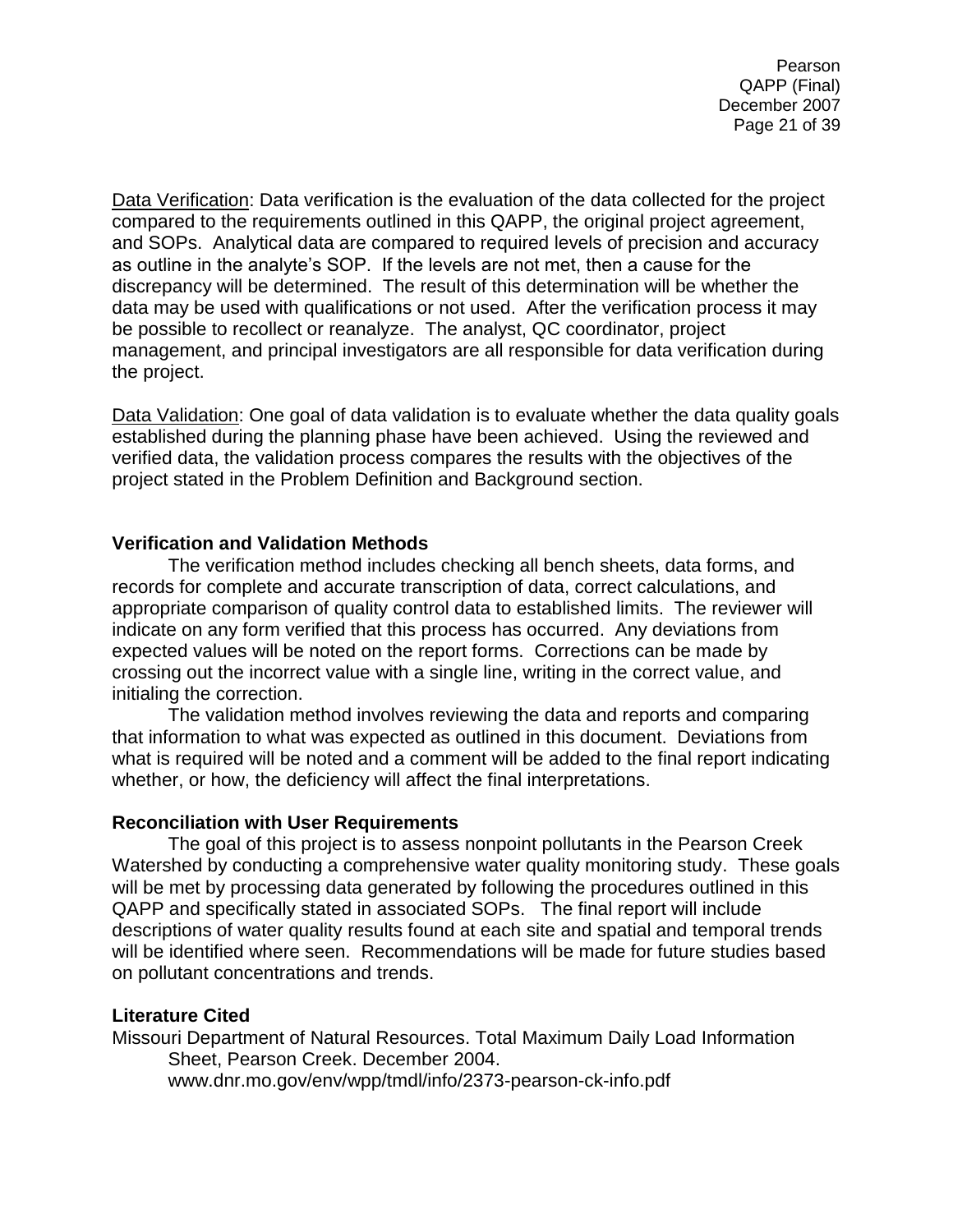Data Verification: Data verification is the evaluation of the data collected for the project compared to the requirements outlined in this QAPP, the original project agreement, and SOPs. Analytical data are compared to required levels of precision and accuracy as outline in the analyte's SOP. If the levels are not met, then a cause for the discrepancy will be determined. The result of this determination will be whether the data may be used with qualifications or not used. After the verification process it may be possible to recollect or reanalyze. The analyst, QC coordinator, project management, and principal investigators are all responsible for data verification during the project.

Data Validation: One goal of data validation is to evaluate whether the data quality goals established during the planning phase have been achieved. Using the reviewed and verified data, the validation process compares the results with the objectives of the project stated in the Problem Definition and Background section.

**Verification and Validation Methods**

The verification method includes checking all bench sheets, data forms, and records for complete and accurate transcription of data, correct calculations, and appropriate comparison of quality control data to established limits. The reviewer will indicate on any form verified that this process has occurred. Any deviations from expected values will be noted on the report forms. Corrections can be made by crossing out the incorrect value with a single line, writing in the correct value, and initialing the correction.

The validation method involves reviewing the data and reports and comparing that information to what was expected as outlined in this document. Deviations from what is required will be noted and a comment will be added to the final report indicating whether, or how, the deficiency will affect the final interpretations.

**Reconciliation with User Requirements**

The goal of this project is to assess nonpoint pollutants in the Pearson Creek Watershed by conducting a comprehensive water quality monitoring study. These goals will be met by processing data generated by following the procedures outlined in this QAPP and specifically stated in associated SOPs. The final report will include descriptions of water quality results found at each site and spatial and temporal trends will be identified where seen. Recommendations will be made for future studies based on pollutant concentrations and trends.

**Literature Cited**

Missouri Department of Natural Resources. Total Maximum Daily Load Information Sheet, Pearson Creek. December 2004. www.dnr.mo.gov/env/wpp/tmdl/info/2373-pearson-ck-info.pdf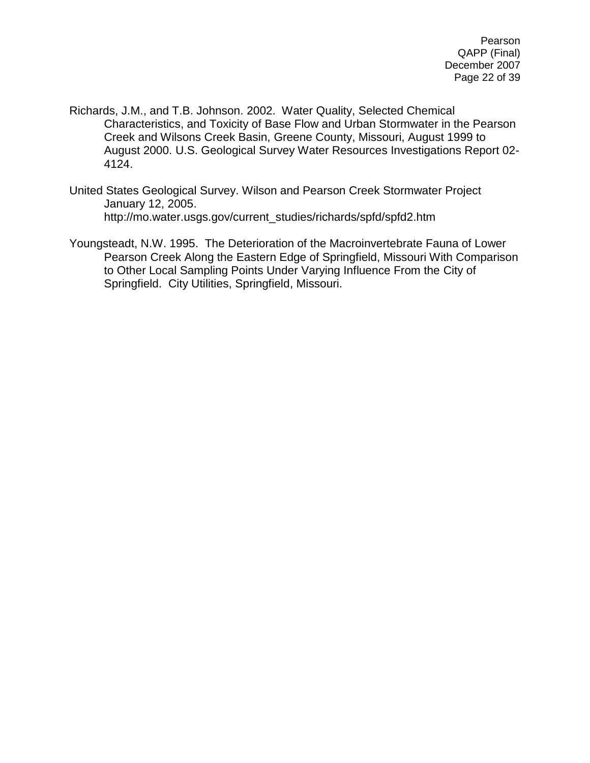Richards, J.M., and T.B. Johnson. 2002. Water Quality, Selected Chemical Characteristics, and Toxicity of Base Flow and Urban Stormwater in the Pearson Creek and Wilsons Creek Basin, Greene County, Missouri, August 1999 to August 2000. U.S. Geological Survey Water Resources Investigations Report 02-4124.

United States Geological Survey. Wilson and Pearson Creek Stormwater Project January 12, 2005. http://mo.water.usgs.gov/current_studies/richards/spfd/spfd2.htm

Youngsteadt, N.W. 1995. The Deterioration of the Macroinvertebrate Fauna of Lower Pearson Creek Along the Eastern Edge of Springfield, Missouri With Comparison to Other Local Sampling Points Under Varying Influence From the City of Springfield. City Utilities, Springfield, Missouri.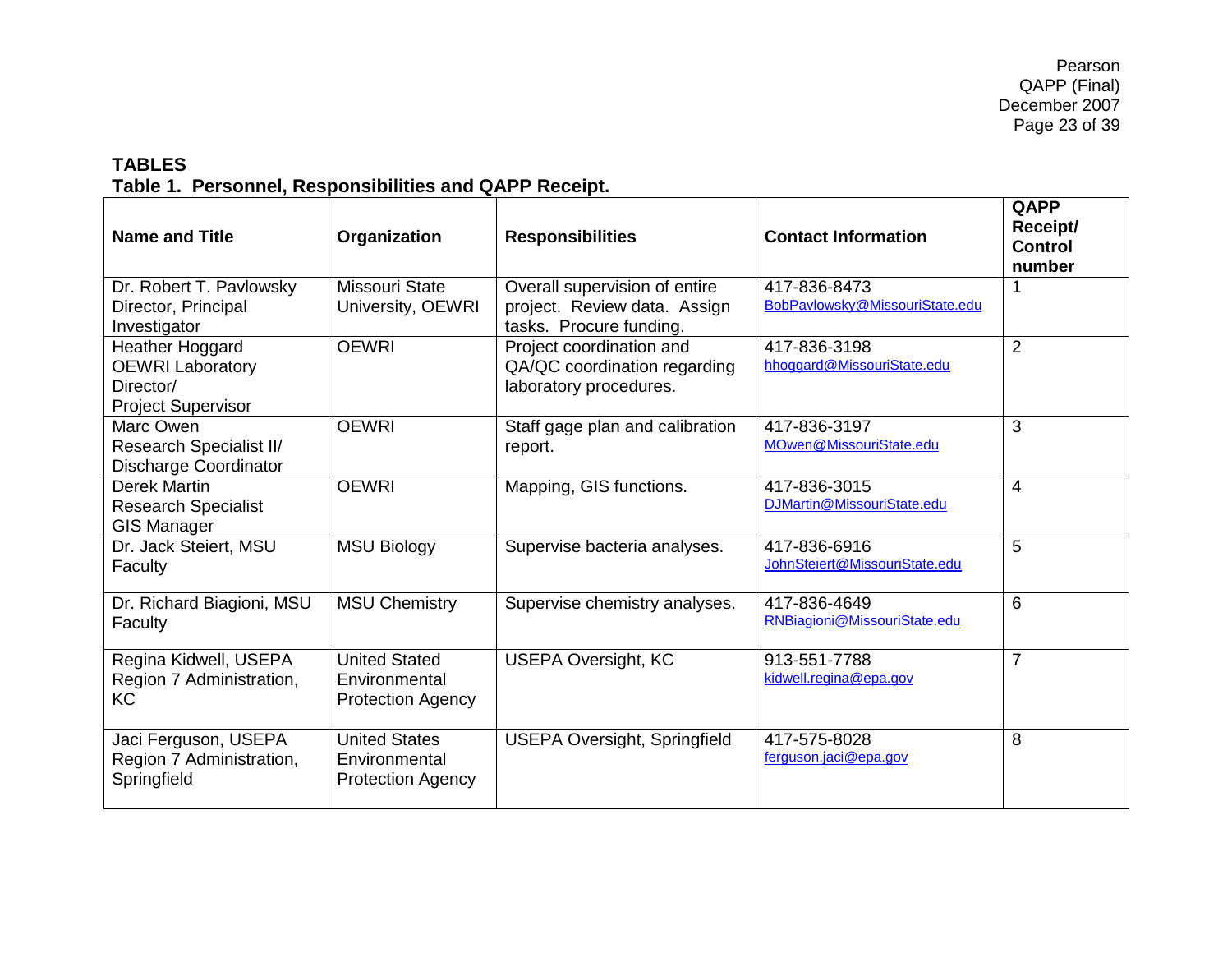# TABLES

## Table 1. Personnel, Responsibilities and QAPP Receipt.

| Name and Title | Organization | Responsibilities | Contact Information | QAPP Receipt/ Control number |
|---|---|---|---|---|
| Dr. Robert T. Pavlowsky Director, Principal Investigator | Missouri State University, OEWRI | Overall supervision of entire project. Review data. Assign tasks. Procure funding. | 417-836-8473 BobPavlowsky@MissouriState.edu | 1 |
| Heather Hoggard OEWRI Laboratory Director/ Project Supervisor | OEWRI | Project coordination and QA/QC coordination regarding laboratory procedures. | 417-836-3198 hhoggard@MissouriState.edu | 2 |
| Marc Owen Research Specialist II/ Discharge Coordinator | OEWRI | Staff gage plan and calibration report. | 417-836-3197 MOwen@MissouriState.edu | 3 |
| Derek Martin Research Specialist GIS Manager | OEWRI | Mapping, GIS functions. | 417-836-3015 DJMartin@MissouriState.edu | 4 |
| Dr. Jack Steiert, MSU Faculty | MSU Biology | Supervise bacteria analyses. | 417-836-6916 JohnSteiert@MissouriState.edu | 5 |
| Dr. Richard Biagioni, MSU Faculty | MSU Chemistry | Supervise chemistry analyses. | 417-836-4649 RNBiagioni@MissouriState.edu | 6 |
| Regina Kidwell, USEPA Region 7 Administration, KC | United Stated Environmental Protection Agency | USEPA Oversight, KC | 913-551-7788 kidwell.regina@epa.gov | 7 |
| Jaci Ferguson, USEPA Region 7 Administration, Springfield | United States Environmental Protection Agency | USEPA Oversight, Springfield | 417-575-8028 ferguson.jaci@epa.gov | 8 |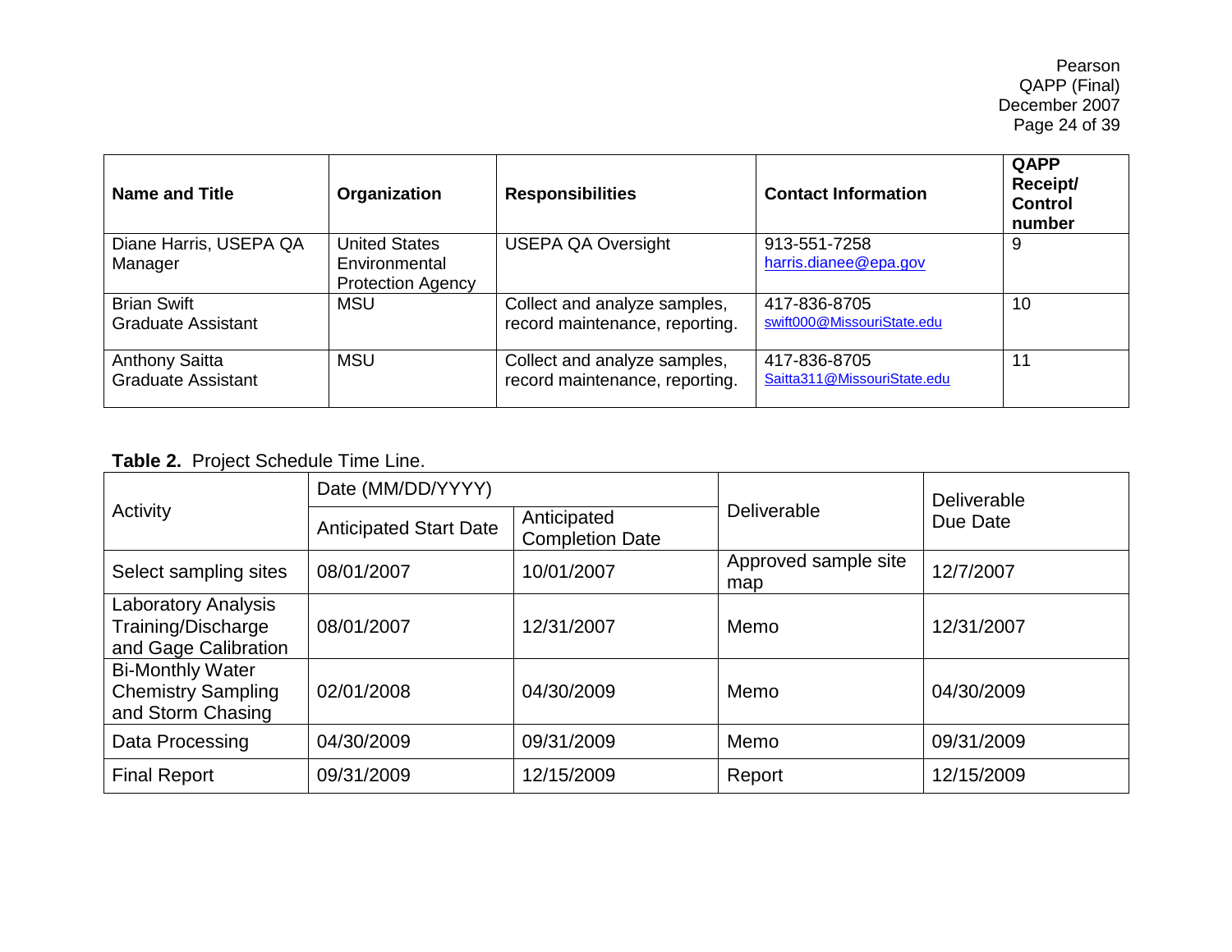| Name and Title | Organization | Responsibilities | Contact Information | QAPP Receipt/ Control number |
|---|---|---|---|---|
| Diane Harris, USEPA QA Manager | United States Environmental Protection Agency | USEPA QA Oversight | 913-551-7258 harris.dianee@epa.gov | 9 |
| Brian Swift Graduate Assistant | MSU | Collect and analyze samples, record maintenance, reporting. | 417-836-8705 swift000@MissouriState.edu | 10 |
| Anthony Saitta Graduate Assistant | MSU | Collect and analyze samples, record maintenance, reporting. | 417-836-8705 Saitta311@MissouriState.edu | 11 |

**Table 2.** Project Schedule Time Line.

| Activity | Date (MM/DD/YYYY) | | Deliverable | Deliverable Due Date |
|---|---|---|---|---|
| | Anticipated Start Date | Anticipated Completion Date | | |
| Select sampling sites | 08/01/2007 | 10/01/2007 | Approved sample site map | 12/7/2007 |
| Laboratory Analysis Training/Discharge and Gage Calibration | 08/01/2007 | 12/31/2007 | Memo | 12/31/2007 |
| Bi-Monthly Water Chemistry Sampling and Storm Chasing | 02/01/2008 | 04/30/2009 | Memo | 04/30/2009 |
| Data Processing | 04/30/2009 | 09/31/2009 | Memo | 09/31/2009 |
| Final Report | 09/31/2009 | 12/15/2009 | Report | 12/15/2009 |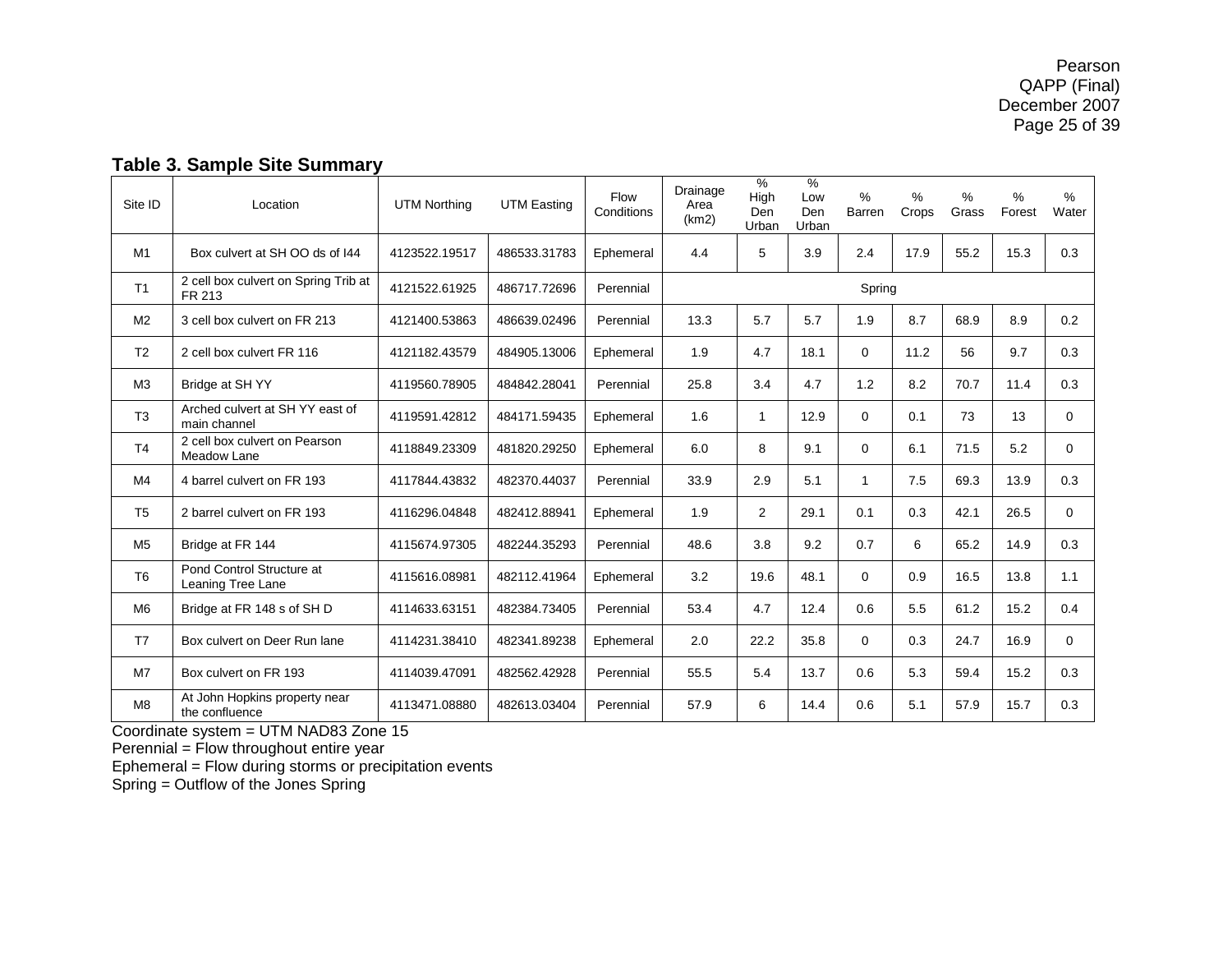**Table 3. Sample Site Summary**

| Site ID | Location | UTM Northing | UTM Easting | Flow Conditions | Drainage Area (km2) | % High Den Urban | % Low Den Urban | % Barren | % Crops | % Grass | % Forest | % Water |
|---|---|---|---|---|---|---|---|---|---|---|---|---|
| M1 | Box culvert at SH OO ds of I44 | 4123522.19517 | 486533.31783 | Ephemeral | 4.4 | 5 | 3.9 | 2.4 | 17.9 | 55.2 | 15.3 | 0.3 |
| T1 | 2 cell box culvert on Spring Trib at FR 213 | 4121522.61925 | 486717.72696 | Perennial | Spring | | | | | | | |
| M2 | 3 cell box culvert on FR 213 | 4121400.53863 | 486639.02496 | Perennial | 13.3 | 5.7 | 5.7 | 1.9 | 8.7 | 68.9 | 8.9 | 0.2 |
| T2 | 2 cell box culvert FR 116 | 4121182.43579 | 484905.13006 | Ephemeral | 1.9 | 4.7 | 18.1 | 0 | 11.2 | 56 | 9.7 | 0.3 |
| M3 | Bridge at SH YY | 4119560.78905 | 484842.28041 | Perennial | 25.8 | 3.4 | 4.7 | 1.2 | 8.2 | 70.7 | 11.4 | 0.3 |
| T3 | Arched culvert at SH YY east of main channel | 4119591.42812 | 484171.59435 | Ephemeral | 1.6 | 1 | 12.9 | 0 | 0.1 | 73 | 13 | 0 |
| T4 | 2 cell box culvert on Pearson Meadow Lane | 4118849.23309 | 481820.29250 | Ephemeral | 6.0 | 8 | 9.1 | 0 | 6.1 | 71.5 | 5.2 | 0 |
| M4 | 4 barrel culvert on FR 193 | 4117844.43832 | 482370.44037 | Perennial | 33.9 | 2.9 | 5.1 | 1 | 7.5 | 69.3 | 13.9 | 0.3 |
| T5 | 2 barrel culvert on FR 193 | 4116296.04848 | 482412.88941 | Ephemeral | 1.9 | 2 | 29.1 | 0.1 | 0.3 | 42.1 | 26.5 | 0 |
| M5 | Bridge at FR 144 | 4115674.97305 | 482244.35293 | Perennial | 48.6 | 3.8 | 9.2 | 0.7 | 6 | 65.2 | 14.9 | 0.3 |
| T6 | Pond Control Structure at Leaning Tree Lane | 4115616.08981 | 482112.41964 | Ephemeral | 3.2 | 19.6 | 48.1 | 0 | 0.9 | 16.5 | 13.8 | 1.1 |
| M6 | Bridge at FR 148 s of SH D | 4114633.63151 | 482384.73405 | Perennial | 53.4 | 4.7 | 12.4 | 0.6 | 5.5 | 61.2 | 15.2 | 0.4 |
| T7 | Box culvert on Deer Run lane | 4114231.38410 | 482341.89238 | Ephemeral | 2.0 | 22.2 | 35.8 | 0 | 0.3 | 24.7 | 16.9 | 0 |
| M7 | Box culvert on FR 193 | 4114039.47091 | 482562.42928 | Perennial | 55.5 | 5.4 | 13.7 | 0.6 | 5.3 | 59.4 | 15.2 | 0.3 |
| M8 | At John Hopkins property near the confluence | 4113471.08880 | 482613.03404 | Perennial | 57.9 | 6 | 14.4 | 0.6 | 5.1 | 57.9 | 15.7 | 0.3 |

Coordinate system = UTM NAD83 Zone 15
Perennial = Flow throughout entire year
Ephemeral = Flow during storms or precipitation events
Spring = Outflow of the Jones Spring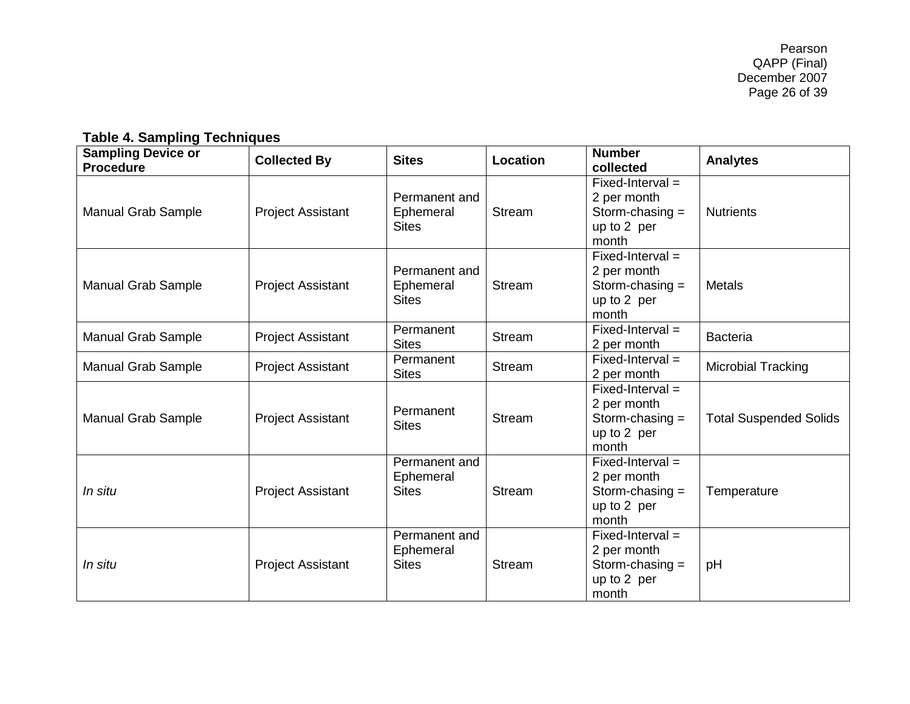**Table 4. Sampling Techniques**

| Sampling Device or Procedure | Collected By | Sites | Location | Number collected | Analytes |
|---|---|---|---|---|---|
| Manual Grab Sample | Project Assistant | Permanent and Ephemeral Sites | Stream | Fixed-Interval = 2 per month Storm-chasing = up to 2 per month | Nutrients |
| Manual Grab Sample | Project Assistant | Permanent and Ephemeral Sites | Stream | Fixed-Interval = 2 per month Storm-chasing = up to 2 per month | Metals |
| Manual Grab Sample | Project Assistant | Permanent Sites | Stream | Fixed-Interval = 2 per month | Bacteria |
| Manual Grab Sample | Project Assistant | Permanent Sites | Stream | Fixed-Interval = 2 per month | Microbial Tracking |
| Manual Grab Sample | Project Assistant | Permanent Sites | Stream | Fixed-Interval = 2 per month Storm-chasing = up to 2 per month | Total Suspended Solids |
| *In situ* | Project Assistant | Permanent and Ephemeral Sites | Stream | Fixed-Interval = 2 per month Storm-chasing = up to 2 per month | Temperature |
| *In situ* | Project Assistant | Permanent and Ephemeral Sites | Stream | Fixed-Interval = 2 per month Storm-chasing = up to 2 per month | pH |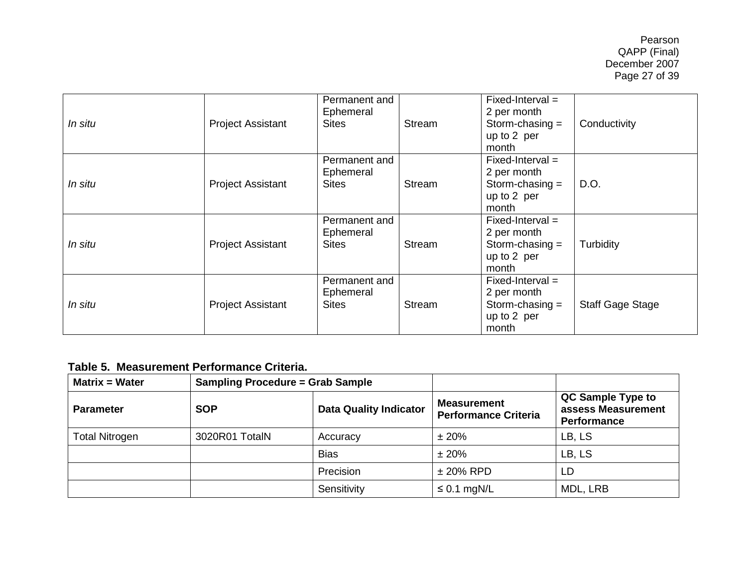| | | | | | |
|---|---|---|---|---|---|
| *In situ* | Project Assistant | Permanent and Ephemeral Sites | Stream | Fixed-Interval = 2 per month Storm-chasing = up to 2 per month | Conductivity |
| *In situ* | Project Assistant | Permanent and Ephemeral Sites | Stream | Fixed-Interval = 2 per month Storm-chasing = up to 2 per month | D.O. |
| *In situ* | Project Assistant | Permanent and Ephemeral Sites | Stream | Fixed-Interval = 2 per month Storm-chasing = up to 2 per month | Turbidity |
| *In situ* | Project Assistant | Permanent and Ephemeral Sites | Stream | Fixed-Interval = 2 per month Storm-chasing = up to 2 per month | Staff Gage Stage |

**Table 5. Measurement Performance Criteria.**

| **Matrix = Water** | **Sampling Procedure = Grab Sample** | | | |
|---|---|---|---|---|
| **Parameter** | **SOP** | **Data Quality Indicator** | **Measurement Performance Criteria** | **QC Sample Type to assess Measurement Performance** |
| Total Nitrogen | 3020R01 TotalN | Accuracy | ± 20% | LB, LS |
| | | Bias | ± 20% | LB, LS |
| | | Precision | ± 20% RPD | LD |
| | | Sensitivity | ≤ 0.1 mgN/L | MDL, LRB |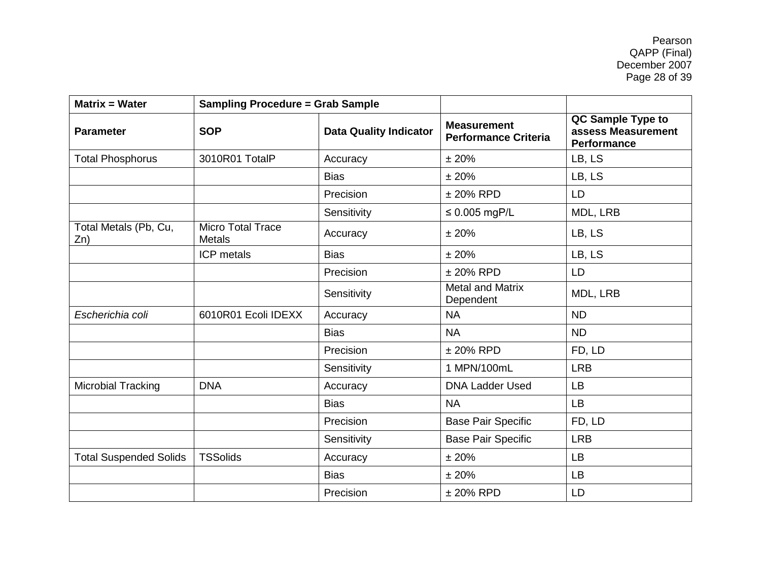| Matrix = Water | Sampling Procedure = Grab Sample | | | |
|---|---|---|---|---|
| **Parameter** | **SOP** | **Data Quality Indicator** | **Measurement Performance Criteria** | **QC Sample Type to assess Measurement Performance** |
| Total Phosphorus | 3010R01 TotalP | Accuracy | ± 20% | LB, LS |
| | | Bias | ± 20% | LB, LS |
| | | Precision | ± 20% RPD | LD |
| | | Sensitivity | ≤ 0.005 mgP/L | MDL, LRB |
| Total Metals (Pb, Cu, Zn) | Micro Total Trace Metals | Accuracy | ± 20% | LB, LS |
| | ICP metals | Bias | ± 20% | LB, LS |
| | | Precision | ± 20% RPD | LD |
| | | Sensitivity | Metal and Matrix Dependent | MDL, LRB |
| *Escherichia coli* | 6010R01 Ecoli IDEXX | Accuracy | NA | ND |
| | | Bias | NA | ND |
| | | Precision | ± 20% RPD | FD, LD |
| | | Sensitivity | 1 MPN/100mL | LRB |
| Microbial Tracking | DNA | Accuracy | DNA Ladder Used | LB |
| | | Bias | NA | LB |
| | | Precision | Base Pair Specific | FD, LD |
| | | Sensitivity | Base Pair Specific | LRB |
| Total Suspended Solids | TSSolids | Accuracy | ± 20% | LB |
| | | Bias | ± 20% | LB |
| | | Precision | ± 20% RPD | LD |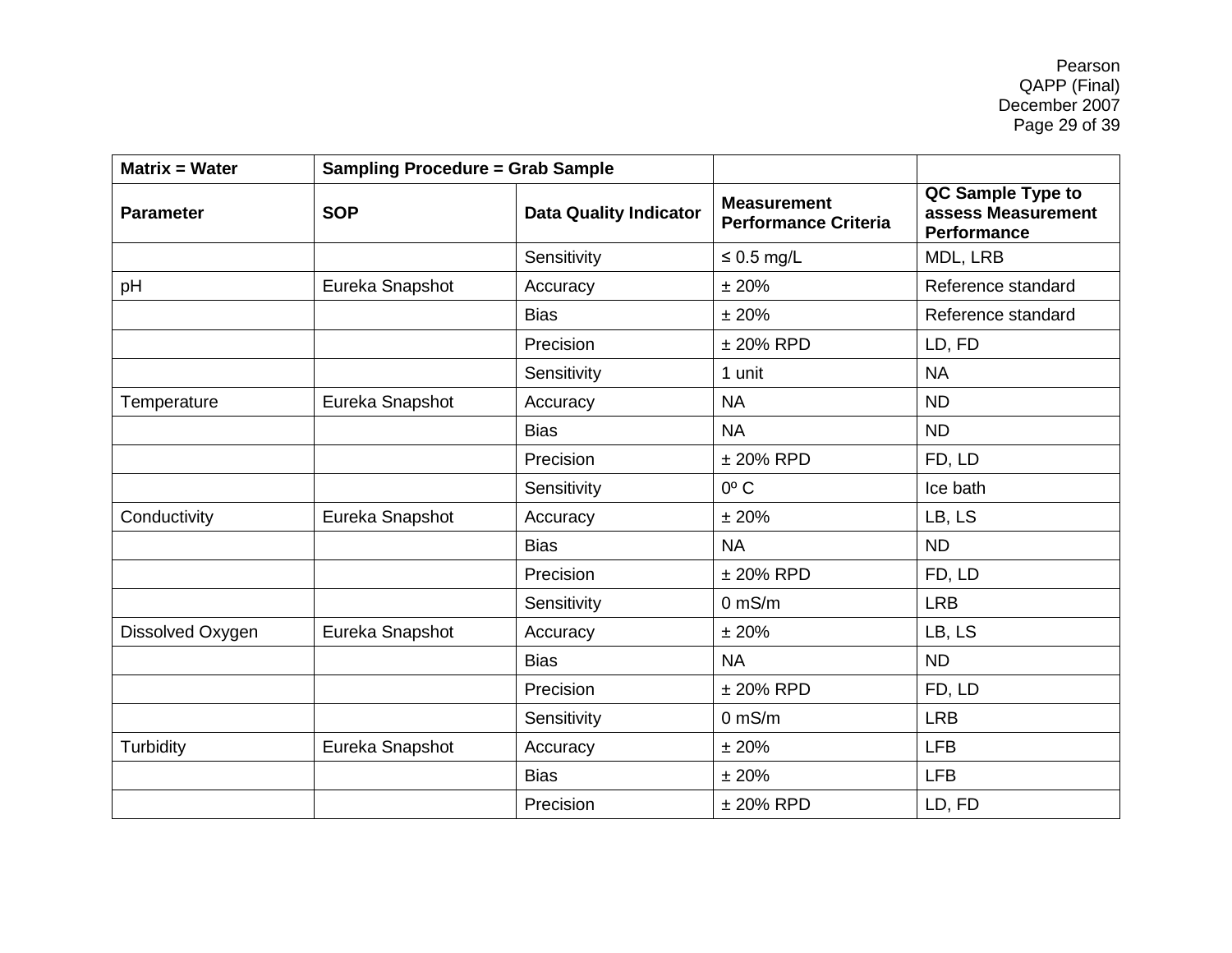| Matrix = Water | Sampling Procedure = Grab Sample | | | |
|---|---|---|---|---|
| **Parameter** | **SOP** | **Data Quality Indicator** | **Measurement Performance Criteria** | **QC Sample Type to assess Measurement Performance** |
| | | Sensitivity | ≤ 0.5 mg/L | MDL, LRB |
| pH | Eureka Snapshot | Accuracy | ± 20% | Reference standard |
| | | Bias | ± 20% | Reference standard |
| | | Precision | ± 20% RPD | LD, FD |
| | | Sensitivity | 1 unit | NA |
| Temperature | Eureka Snapshot | Accuracy | NA | ND |
| | | Bias | NA | ND |
| | | Precision | ± 20% RPD | FD, LD |
| | | Sensitivity | 0º C | Ice bath |
| Conductivity | Eureka Snapshot | Accuracy | ± 20% | LB, LS |
| | | Bias | NA | ND |
| | | Precision | ± 20% RPD | FD, LD |
| | | Sensitivity | 0 mS/m | LRB |
| Dissolved Oxygen | Eureka Snapshot | Accuracy | ± 20% | LB, LS |
| | | Bias | NA | ND |
| | | Precision | ± 20% RPD | FD, LD |
| | | Sensitivity | 0 mS/m | LRB |
| Turbidity | Eureka Snapshot | Accuracy | ± 20% | LFB |
| | | Bias | ± 20% | LFB |
| | | Precision | ± 20% RPD | LD, FD |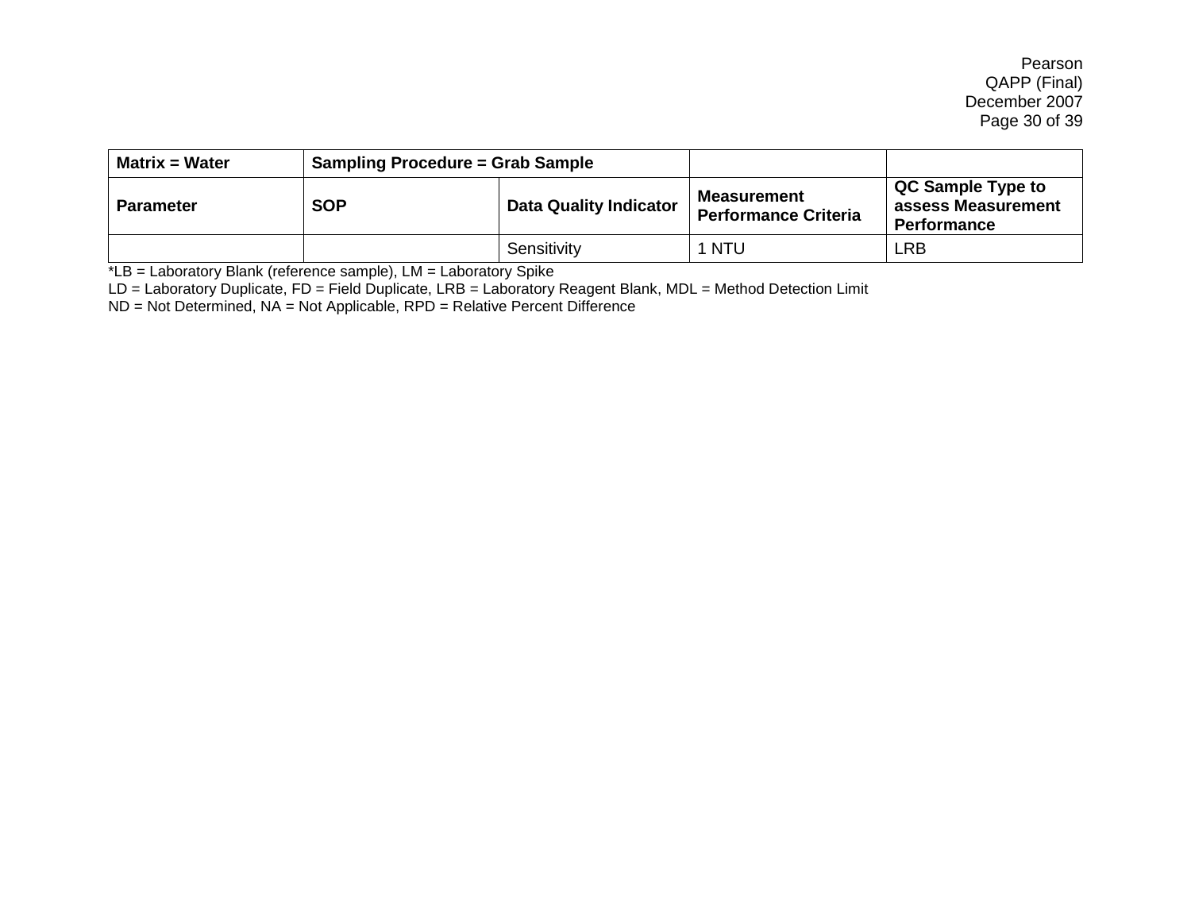| Matrix = Water | Sampling Procedure = Grab Sample | | | |
|---|---|---|---|---|
| **Parameter** | **SOP** | **Data Quality Indicator** | **Measurement Performance Criteria** | **QC Sample Type to assess Measurement Performance** |
| | | Sensitivity | 1 NTU | LRB |

*LB = Laboratory Blank (reference sample), LM = Laboratory Spike
LD = Laboratory Duplicate, FD = Field Duplicate, LRB = Laboratory Reagent Blank, MDL = Method Detection Limit
ND = Not Determined, NA = Not Applicable, RPD = Relative Percent Difference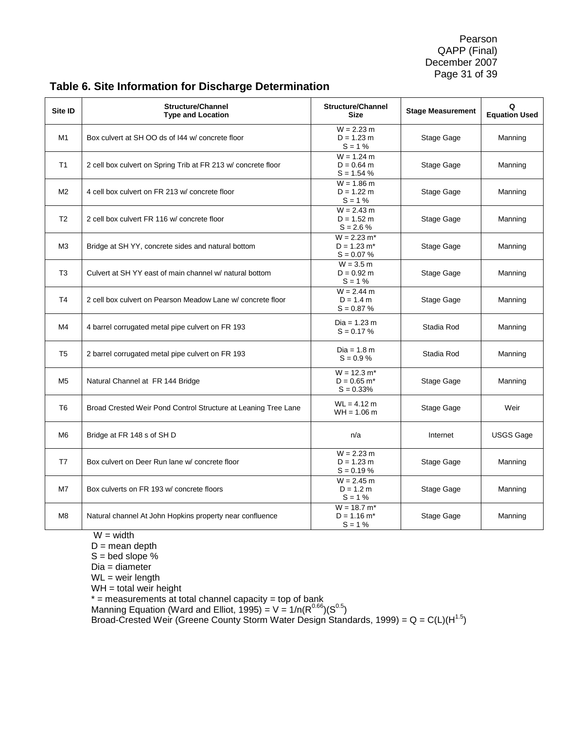## Table 6. Site Information for Discharge Determination

| Site ID | Structure/Channel Type and Location | Structure/Channel Size | Stage Measurement | Q Equation Used |
|---|---|---|---|---|
| M1 | Box culvert at SH OO ds of I44 w/ concrete floor | W = 2.23 m<br>D = 1.23 m<br>S = 1 % | Stage Gage | Manning |
| T1 | 2 cell box culvert on Spring Trib at FR 213 w/ concrete floor | W = 1.24 m<br>D = 0.64 m<br>S = 1.54 % | Stage Gage | Manning |
| M2 | 4 cell box culvert on FR 213 w/ concrete floor | W = 1.86 m<br>D = 1.22 m<br>S = 1 % | Stage Gage | Manning |
| T2 | 2 cell box culvert FR 116 w/ concrete floor | W = 2.43 m<br>D = 1.52 m<br>S = 2.6 % | Stage Gage | Manning |
| M3 | Bridge at SH YY, concrete sides and natural bottom | W = 2.23 m*<br>D = 1.23 m*<br>S = 0.07 % | Stage Gage | Manning |
| T3 | Culvert at SH YY east of main channel w/ natural bottom | W = 3.5 m<br>D = 0.92 m<br>S = 1 % | Stage Gage | Manning |
| T4 | 2 cell box culvert on Pearson Meadow Lane w/ concrete floor | W = 2.44 m<br>D = 1.4 m<br>S = 0.87 % | Stage Gage | Manning |
| M4 | 4 barrel corrugated metal pipe culvert on FR 193 | Dia = 1.23 m<br>S = 0.17 % | Stadia Rod | Manning |
| T5 | 2 barrel corrugated metal pipe culvert on FR 193 | Dia = 1.8 m<br>S = 0.9 % | Stadia Rod | Manning |
| M5 | Natural Channel at FR 144 Bridge | W = 12.3 m*<br>D = 0.65 m*<br>S = 0.33% | Stage Gage | Manning |
| T6 | Broad Crested Weir Pond Control Structure at Leaning Tree Lane | WL = 4.12 m<br>WH = 1.06 m | Stage Gage | Weir |
| M6 | Bridge at FR 148 s of SH D | n/a | Internet | USGS Gage |
| T7 | Box culvert on Deer Run lane w/ concrete floor | W = 2.23 m<br>D = 1.23 m<br>S = 0.19 % | Stage Gage | Manning |
| M7 | Box culverts on FR 193 w/ concrete floors | W = 2.45 m<br>D = 1.2 m<br>S = 1 % | Stage Gage | Manning |
| M8 | Natural channel At John Hopkins property near confluence | W = 18.7 m*<br>D = 1.16 m*<br>S = 1 % | Stage Gage | Manning |

W = width
D = mean depth
S = bed slope %
Dia = diameter
WL = weir length
WH = total weir height
* = measurements at total channel capacity = top of bank
Manning Equation (Ward and Elliot, 1995) = $V = 1/n(R^{0.66})(S^{0.5})$
Broad-Crested Weir (Greene County Storm Water Design Standards, 1999) = $Q = C(L)(H^{1.5})$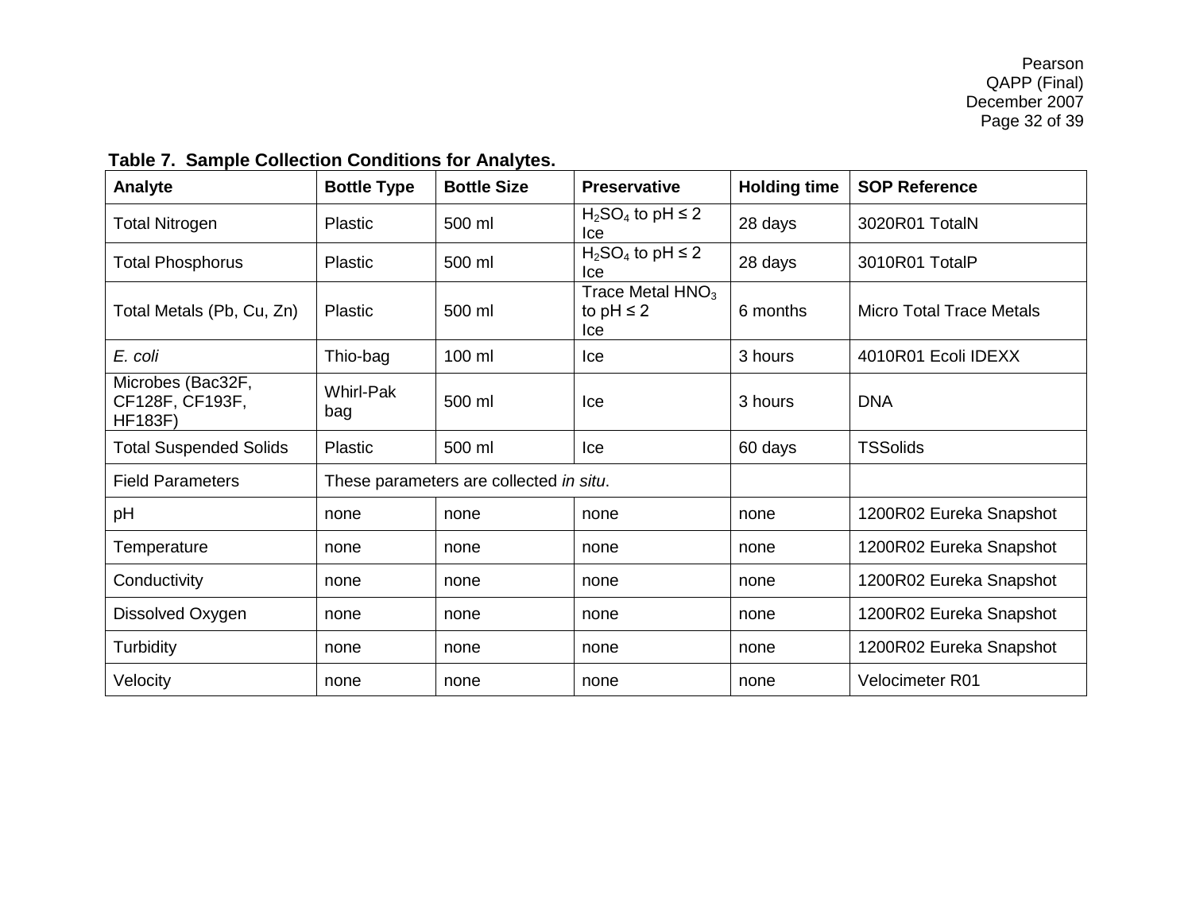**Table 7. Sample Collection Conditions for Analytes.**

| Analyte | Bottle Type | Bottle Size | Preservative | Holding time | SOP Reference |
|---|---|---|---|---|---|
| Total Nitrogen | Plastic | 500 ml | $H_2SO_4$ to pH ≤ 2 Ice | 28 days | 3020R01 TotalN |
| Total Phosphorus | Plastic | 500 ml | $H_2SO_4$ to pH ≤ 2 Ice | 28 days | 3010R01 TotalP |
| Total Metals (Pb, Cu, Zn) | Plastic | 500 ml | Trace Metal $HNO_3$ to pH ≤ 2 Ice | 6 months | Micro Total Trace Metals |
| *E. coli* | Thio-bag | 100 ml | Ice | 3 hours | 4010R01 Ecoli IDEXX |
| Microbes (Bac32F, CF128F, CF193F, HF183F) | Whirl-Pak bag | 500 ml | Ice | 3 hours | DNA |
| Total Suspended Solids | Plastic | 500 ml | Ice | 60 days | TSSolids |
| Field Parameters | These parameters are collected *in situ*. | | | | |
| pH | none | none | none | none | 1200R02 Eureka Snapshot |
| Temperature | none | none | none | none | 1200R02 Eureka Snapshot |
| Conductivity | none | none | none | none | 1200R02 Eureka Snapshot |
| Dissolved Oxygen | none | none | none | none | 1200R02 Eureka Snapshot |
| Turbidity | none | none | none | none | 1200R02 Eureka Snapshot |
| Velocity | none | none | none | none | Velocimeter R01 |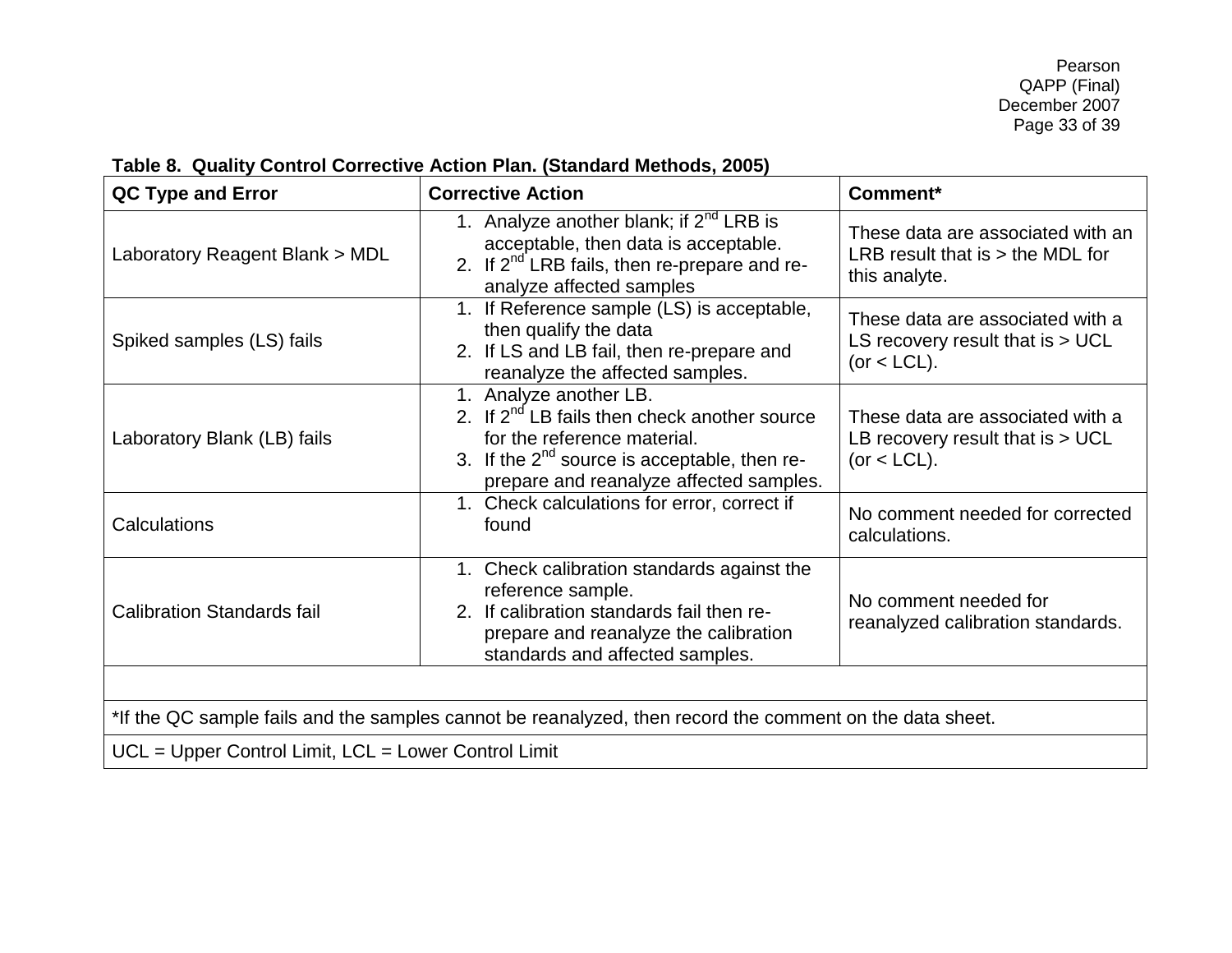**Table 8. Quality Control Corrective Action Plan. (Standard Methods, 2005)**

| QC Type and Error | Corrective Action | Comment* |
|---|---|---|
| Laboratory Reagent Blank > MDL | 1. Analyze another blank; if 2nd LRB is acceptable, then data is acceptable.<br>2. If 2nd LRB fails, then re-prepare and re-analyze affected samples | These data are associated with an LRB result that is > the MDL for this analyte. |
| Spiked samples (LS) fails | 1. If Reference sample (LS) is acceptable, then qualify the data<br>2. If LS and LB fail, then re-prepare and reanalyze the affected samples. | These data are associated with a LS recovery result that is > UCL (or < LCL). |
| Laboratory Blank (LB) fails | 1. Analyze another LB.<br>2. If 2nd LB fails then check another source for the reference material.<br>3. If the 2nd source is acceptable, then re-prepare and reanalyze affected samples. | These data are associated with a LB recovery result that is > UCL (or < LCL). |
| Calculations | 1. Check calculations for error, correct if found | No comment needed for corrected calculations. |
| Calibration Standards fail | 1. Check calibration standards against the reference sample.<br>2. If calibration standards fail then re-prepare and reanalyze the calibration standards and affected samples. | No comment needed for reanalyzed calibration standards. |
| | | |
| *If the QC sample fails and the samples cannot be reanalyzed, then record the comment on the data sheet. | | |
| UCL = Upper Control Limit, LCL = Lower Control Limit | | |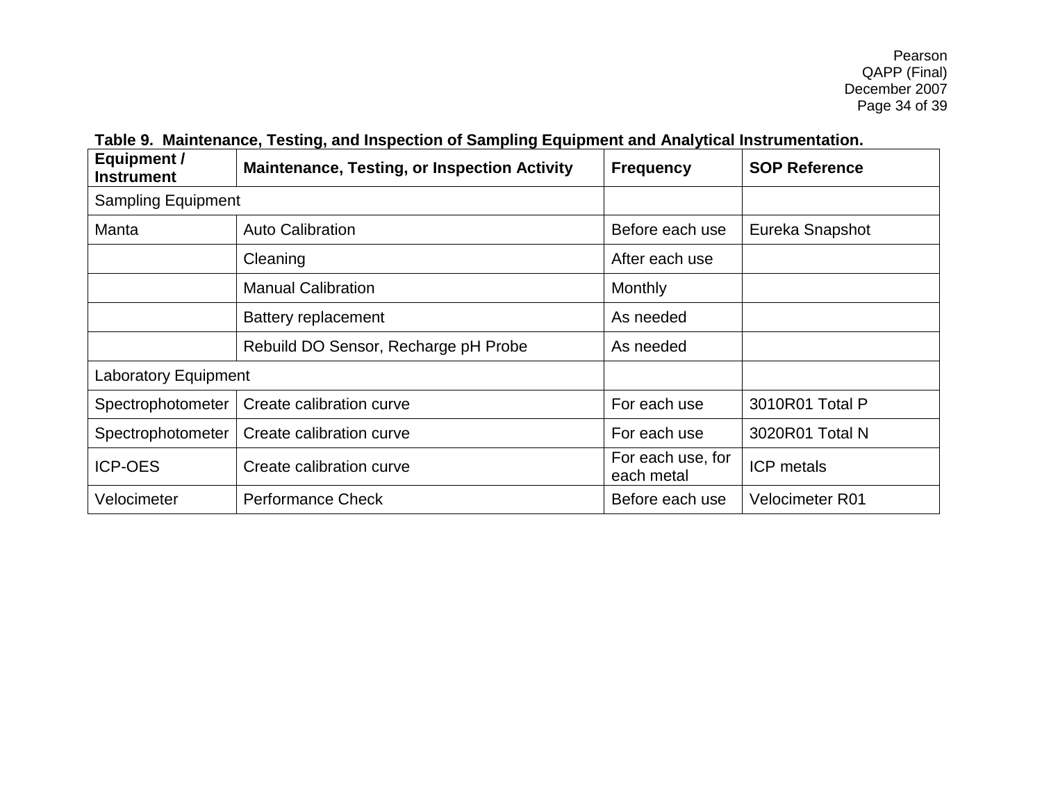**Table 9. Maintenance, Testing, and Inspection of Sampling Equipment and Analytical Instrumentation.**

| Equipment / Instrument | Maintenance, Testing, or Inspection Activity | Frequency | SOP Reference |
|---|---|---|---|
| Sampling Equipment | | | |
| Manta | Auto Calibration | Before each use | Eureka Snapshot |
| | Cleaning | After each use | |
| | Manual Calibration | Monthly | |
| | Battery replacement | As needed | |
| | Rebuild DO Sensor, Recharge pH Probe | As needed | |
| Laboratory Equipment | | | |
| Spectrophotometer | Create calibration curve | For each use | 3010R01 Total P |
| Spectrophotometer | Create calibration curve | For each use | 3020R01 Total N |
| ICP-OES | Create calibration curve | For each use, for each metal | ICP metals |
| Velocimeter | Performance Check | Before each use | Velocimeter R01 |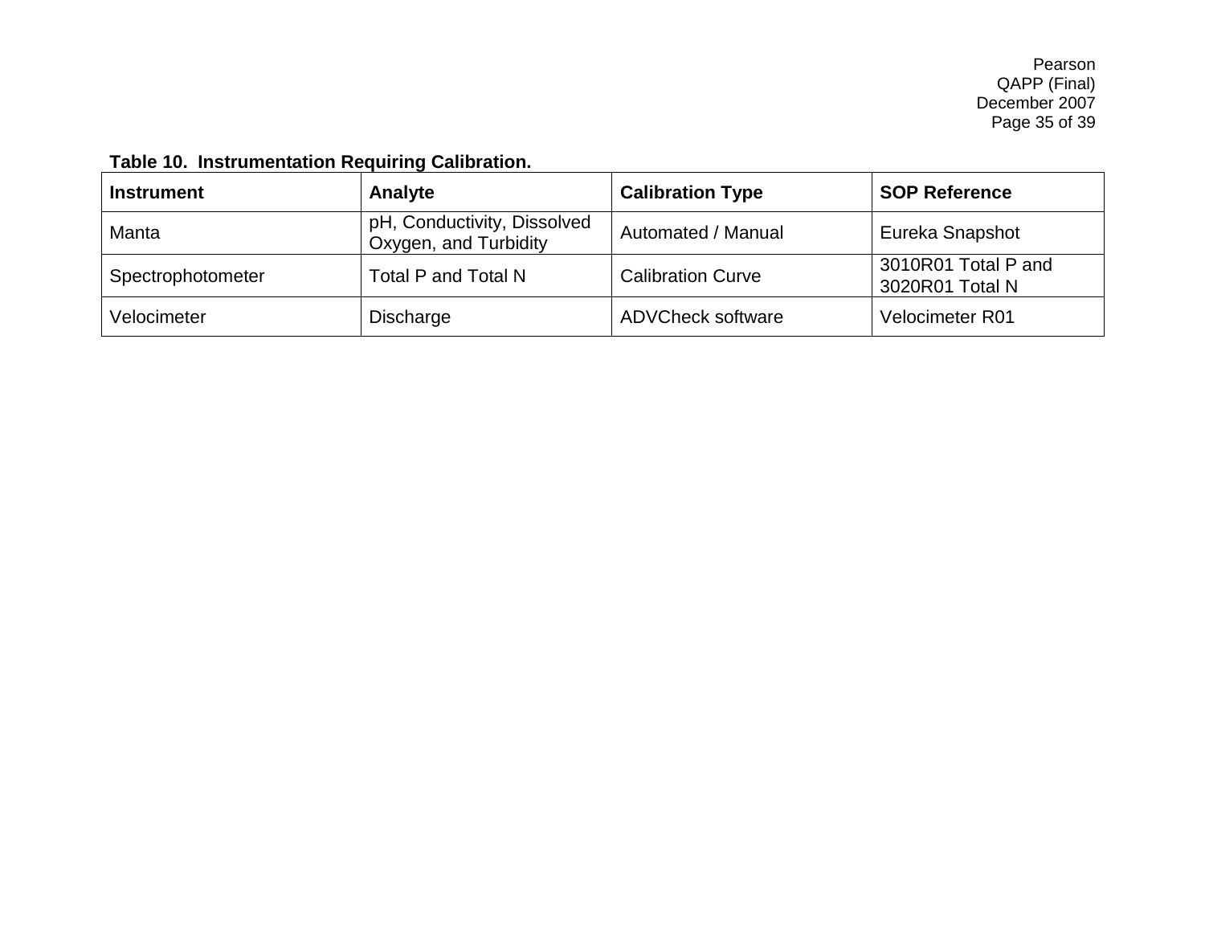**Table 10. Instrumentation Requiring Calibration.**

| Instrument | Analyte | Calibration Type | SOP Reference |
| --- | --- | --- | --- |
| Manta | pH, Conductivity, Dissolved Oxygen, and Turbidity | Automated / Manual | Eureka Snapshot |
| Spectrophotometer | Total P and Total N | Calibration Curve | 3010R01 Total P and 3020R01 Total N |
| Velocimeter | Discharge | ADVCheck software | Velocimeter R01 |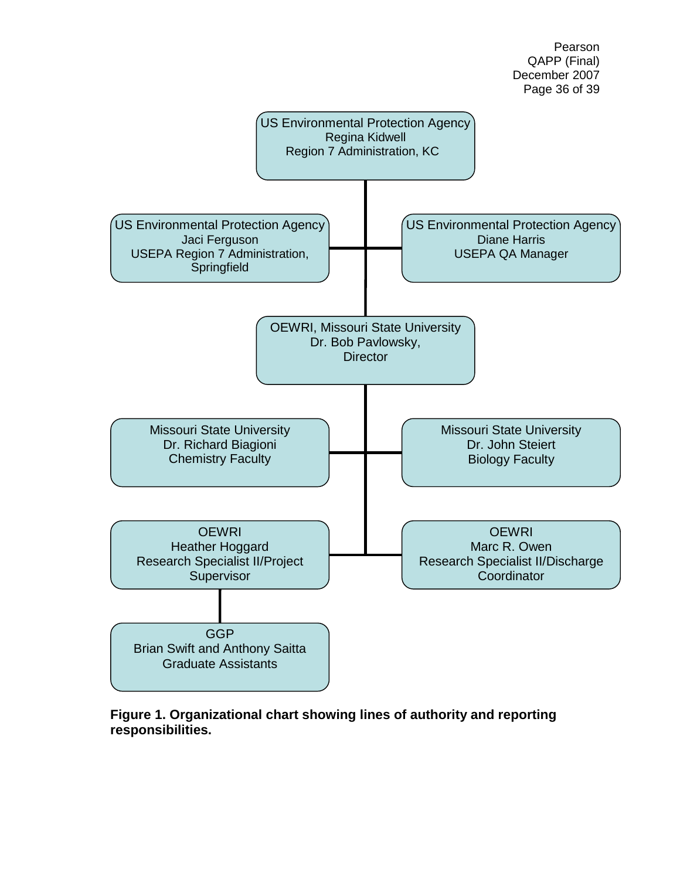US Environmental Protection Agency
Regina Kidwell
Region 7 Administration, KC

US Environmental Protection Agency
Jaci Ferguson
USEPA Region 7 Administration, Springfield

US Environmental Protection Agency
Diane Harris
USEPA QA Manager

OEWRI, Missouri State University
Dr. Bob Pavlowsky,
Director

Missouri State University
Dr. Richard Biagioni
Chemistry Faculty

Missouri State University
Dr. John Steiert
Biology Faculty

OEWRI
Heather Hoggard
Research Specialist II/Project Supervisor

OEWRI
Marc R. Owen
Research Specialist II/Discharge Coordinator

GGP
Brian Swift and Anthony Saitta
Graduate Assistants

**Figure 1. Organizational chart showing lines of authority and reporting responsibilities.**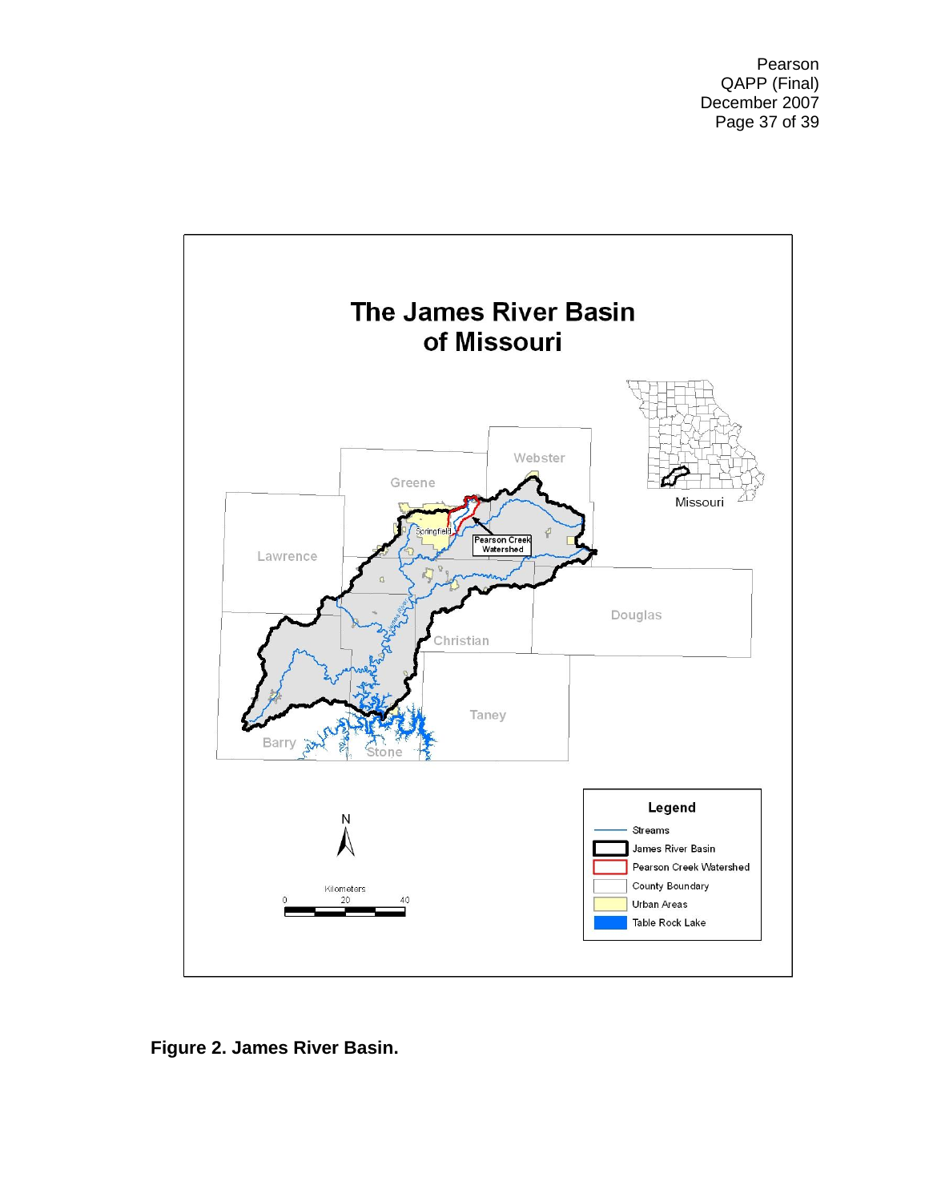Figure 2. James River Basin.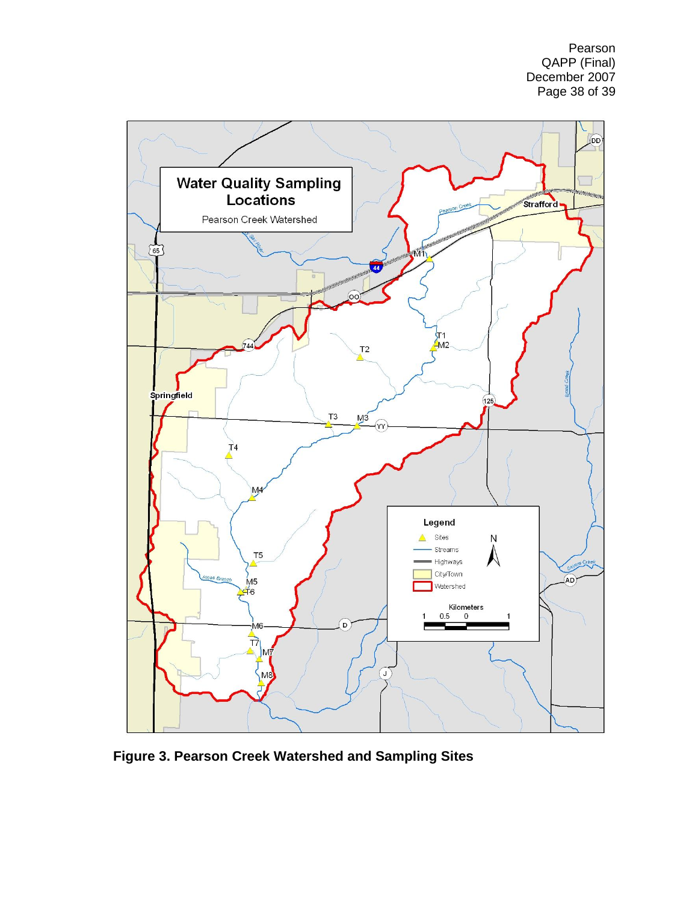**Figure 3. Pearson Creek Watershed and Sampling Sites**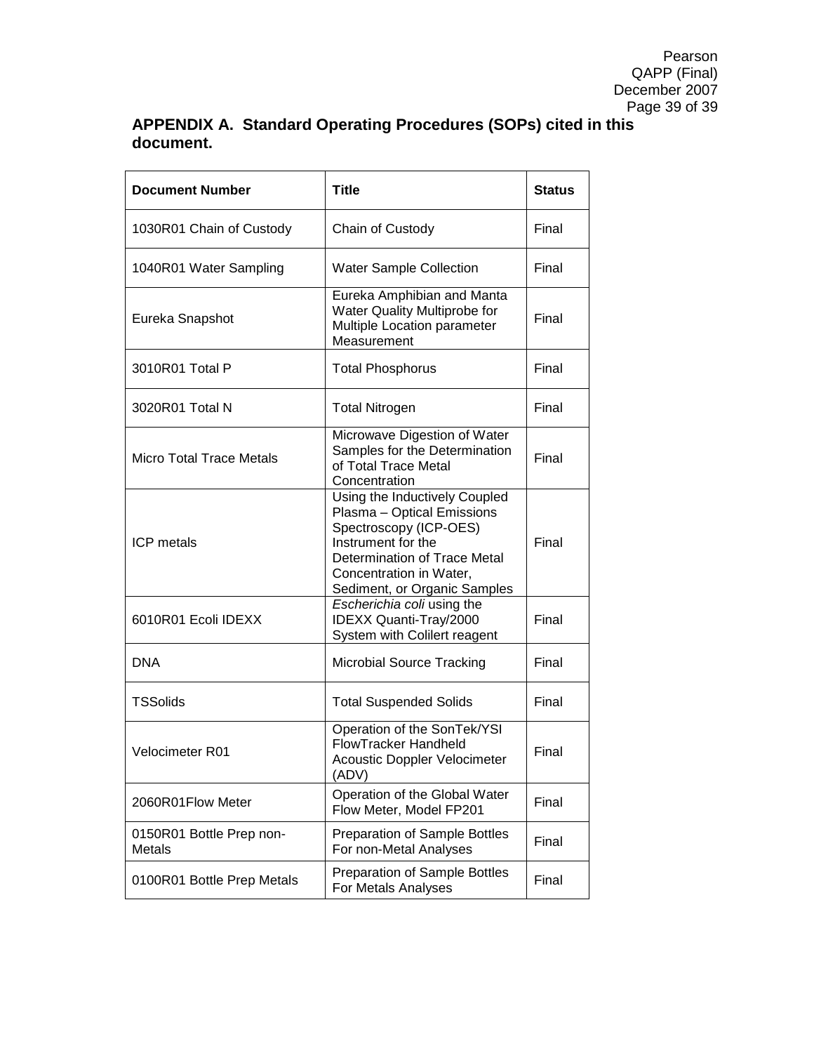## APPENDIX A. Standard Operating Procedures (SOPs) cited in this document.

| Document Number | Title | Status |
|---|---|---|
| 1030R01 Chain of Custody | Chain of Custody | Final |
| 1040R01 Water Sampling | Water Sample Collection | Final |
| Eureka Snapshot | Eureka Amphibian and Manta Water Quality Multiprobe for Multiple Location parameter Measurement | Final |
| 3010R01 Total P | Total Phosphorus | Final |
| 3020R01 Total N | Total Nitrogen | Final |
| Micro Total Trace Metals | Microwave Digestion of Water Samples for the Determination of Total Trace Metal Concentration | Final |
| ICP metals | Using the Inductively Coupled Plasma – Optical Emissions Spectroscopy (ICP-OES) Instrument for the Determination of Trace Metal Concentration in Water, Sediment, or Organic Samples | Final |
| 6010R01 Ecoli IDEXX | *Escherichia coli* using the IDEXX Quanti-Tray/2000 System with Colilert reagent | Final |
| DNA | Microbial Source Tracking | Final |
| TSSolids | Total Suspended Solids | Final |
| Velocimeter R01 | Operation of the SonTek/YSI FlowTracker Handheld Acoustic Doppler Velocimeter (ADV) | Final |
| 2060R01Flow Meter | Operation of the Global Water Flow Meter, Model FP201 | Final |
| 0150R01 Bottle Prep non-Metals | Preparation of Sample Bottles For non-Metal Analyses | Final |
| 0100R01 Bottle Prep Metals | Preparation of Sample Bottles For Metals Analyses | Final |